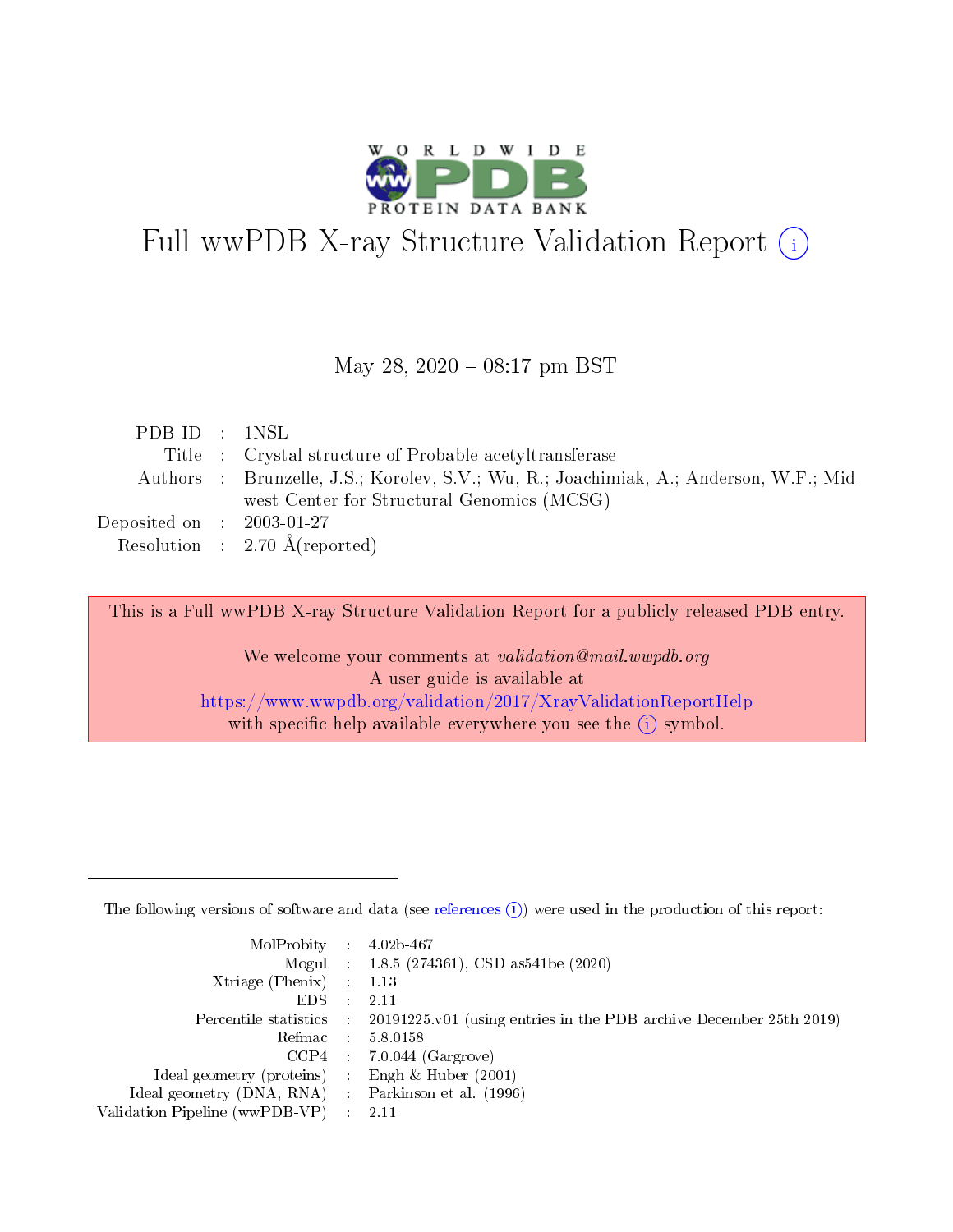# Full wwPDB X-ray Structure Validation Report (i)

May 28, 2020 – 08:17 pm BST

| | | |
|---|---|---|
| PDB ID | : | 1NSL |
| Title | : | Crystal structure of Probable acetyltransferase |
| Authors | : | Brunzelle, J.S.; Korolev, S.V.; Wu, R.; Joachimiak, A.; Anderson, W.F.; Midwest Center for Structural Genomics (MCSG) |
| Deposited on | : | 2003-01-27 |
| Resolution | : | 2.70 Å(reported) |

This is a Full wwPDB X-ray Structure Validation Report for a publicly released PDB entry.

We welcome your comments at *validation@mail.wwpdb.org*
A user guide is available at
https://www.wwpdb.org/validation/2017/XrayValidationReportHelp
with specific help available everywhere you see the (i) symbol.

---

The following versions of software and data (see references (i)) were used in the production of this report:

| | | |
|---|---|---|
| MolProbity | : | 4.02b-467 |
| Mogul | : | 1.8.5 (274361), CSD as541be (2020) |
| Xtriage (Phenix) | : | 1.13 |
| EDS | : | 2.11 |
| Percentile statistics | : | 20191225.v01 (using entries in the PDB archive December 25th 2019) |
| Refmac | : | 5.8.0158 |
| CCP4 | : | 7.0.044 (Gargrove) |
| Ideal geometry (proteins) | : | Engh & Huber (2001) |
| Ideal geometry (DNA, RNA) | : | Parkinson et al. (1996) |
| Validation Pipeline (wwPDB-VP) | : | 2.11 |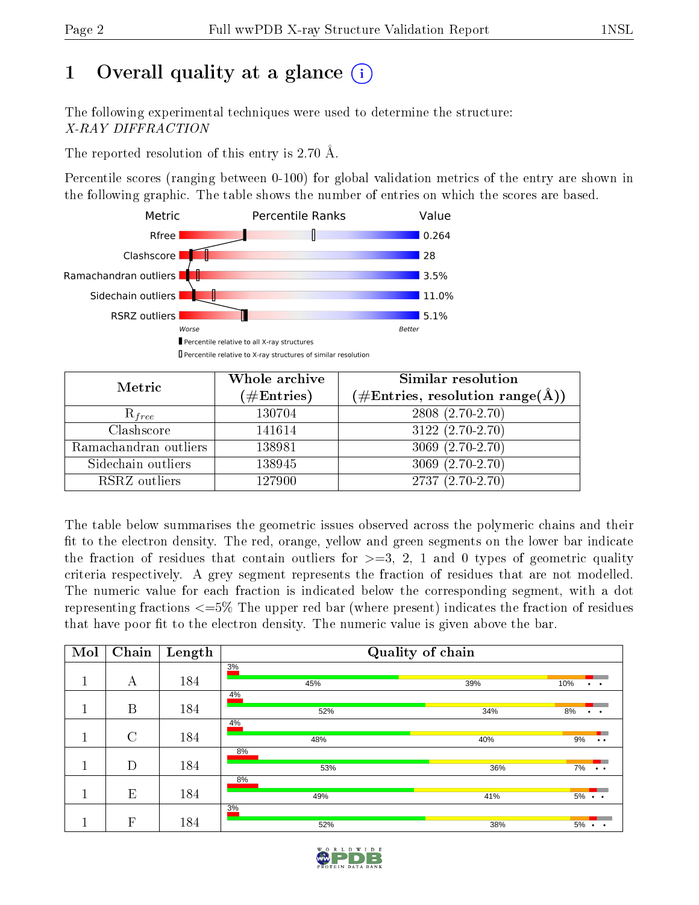# 1 Overall quality at a glance

The following experimental techniques were used to determine the structure:
*X-RAY DIFFRACTION*

The reported resolution of this entry is 2.70 Å.

Percentile scores (ranging between 0-100) for global validation metrics of the entry are shown in the following graphic. The table shows the number of entries on which the scores are based.

| Metric | Value |
|---|---|
| Rfree | 0.264 |
| Clashscore | 28 |
| Ramachandran outliers | 3.5% |
| Sidechain outliers | 11.0% |
| RSRZ outliers | 5.1% |

Worse — Better

▮ Percentile relative to all X-ray structures
▯ Percentile relative to X-ray structures of similar resolution

| Metric | Whole archive (#Entries) | Similar resolution (#Entries, resolution range(Å)) |
|---|---|---|
| $R_{free}$ | 130704 | 2808 (2.70-2.70) |
| Clashscore | 141614 | 3122 (2.70-2.70) |
| Ramachandran outliers | 138981 | 3069 (2.70-2.70) |
| Sidechain outliers | 138945 | 3069 (2.70-2.70) |
| RSRZ outliers | 127900 | 2737 (2.70-2.70) |

The table below summarises the geometric issues observed across the polymeric chains and their fit to the electron density. The red, orange, yellow and green segments on the lower bar indicate the fraction of residues that contain outliers for >=3, 2, 1 and 0 types of geometric quality criteria respectively. A grey segment represents the fraction of residues that are not modelled. The numeric value for each fraction is indicated below the corresponding segment, with a dot representing fractions <=5% The upper red bar (where present) indicates the fraction of residues that have poor fit to the electron density. The numeric value is given above the bar.

| Mol | Chain | Length | Quality of chain |
|---|---|---|---|
| 1 | A | 184 | 3%; 45%, 39%, 10%, •, • |
| 1 | B | 184 | 4%; 52%, 34%, 8%, •, • |
| 1 | C | 184 | 4%; 48%, 40%, 9%, •, • |
| 1 | D | 184 | 8%; 53%, 36%, 7%, •, • |
| 1 | E | 184 | 8%; 49%, 41%, 5%, •, • |
| 1 | F | 184 | 3%; 52%, 38%, 5%, •, • |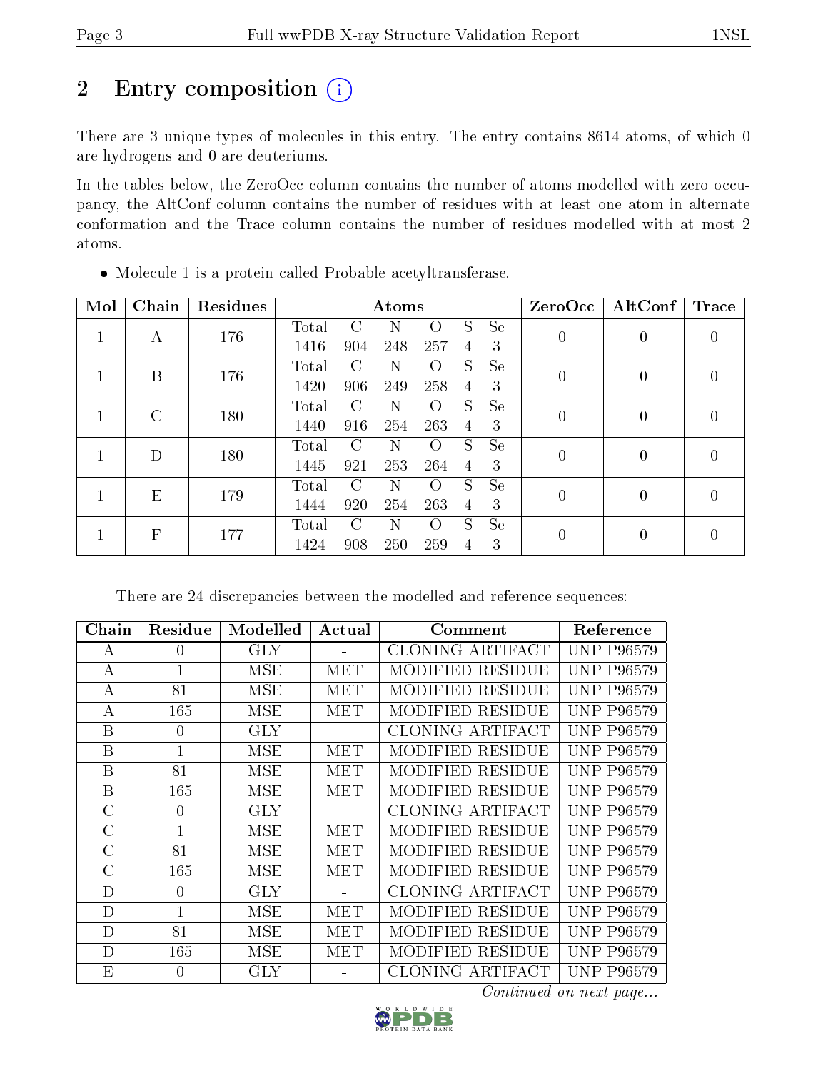# 2 Entry composition (i)

There are 3 unique types of molecules in this entry. The entry contains 8614 atoms, of which 0 are hydrogens and 0 are deuteriums.

In the tables below, the ZeroOcc column contains the number of atoms modelled with zero occupancy, the AltConf column contains the number of residues with at least one atom in alternate conformation and the Trace column contains the number of residues modelled with at most 2 atoms.

- Molecule 1 is a protein called Probable acetyltransferase.

| Mol | Chain | Residues | Atoms | | | | | | ZeroOcc | AltConf | Trace |
|---|---|---|---|---|---|---|---|---|---|---|---|
| 1 | A | 176 | Total<br>1416 | C<br>904 | N<br>248 | O<br>257 | S<br>4 | Se<br>3 | 0 | 0 | 0 |
| 1 | B | 176 | Total<br>1420 | C<br>906 | N<br>249 | O<br>258 | S<br>4 | Se<br>3 | 0 | 0 | 0 |
| 1 | C | 180 | Total<br>1440 | C<br>916 | N<br>254 | O<br>263 | S<br>4 | Se<br>3 | 0 | 0 | 0 |
| 1 | D | 180 | Total<br>1445 | C<br>921 | N<br>253 | O<br>264 | S<br>4 | Se<br>3 | 0 | 0 | 0 |
| 1 | E | 179 | Total<br>1444 | C<br>920 | N<br>254 | O<br>263 | S<br>4 | Se<br>3 | 0 | 0 | 0 |
| 1 | F | 177 | Total<br>1424 | C<br>908 | N<br>250 | O<br>259 | S<br>4 | Se<br>3 | 0 | 0 | 0 |

There are 24 discrepancies between the modelled and reference sequences:

| Chain | Residue | Modelled | Actual | Comment | Reference |
|---|---|---|---|---|---|
| A | 0 | GLY | - | CLONING ARTIFACT | UNP P96579 |
| A | 1 | MSE | MET | MODIFIED RESIDUE | UNP P96579 |
| A | 81 | MSE | MET | MODIFIED RESIDUE | UNP P96579 |
| A | 165 | MSE | MET | MODIFIED RESIDUE | UNP P96579 |
| B | 0 | GLY | - | CLONING ARTIFACT | UNP P96579 |
| B | 1 | MSE | MET | MODIFIED RESIDUE | UNP P96579 |
| B | 81 | MSE | MET | MODIFIED RESIDUE | UNP P96579 |
| B | 165 | MSE | MET | MODIFIED RESIDUE | UNP P96579 |
| C | 0 | GLY | - | CLONING ARTIFACT | UNP P96579 |
| C | 1 | MSE | MET | MODIFIED RESIDUE | UNP P96579 |
| C | 81 | MSE | MET | MODIFIED RESIDUE | UNP P96579 |
| C | 165 | MSE | MET | MODIFIED RESIDUE | UNP P96579 |
| D | 0 | GLY | - | CLONING ARTIFACT | UNP P96579 |
| D | 1 | MSE | MET | MODIFIED RESIDUE | UNP P96579 |
| D | 81 | MSE | MET | MODIFIED RESIDUE | UNP P96579 |
| D | 165 | MSE | MET | MODIFIED RESIDUE | UNP P96579 |
| E | 0 | GLY | - | CLONING ARTIFACT | UNP P96579 |

*Continued on next page...*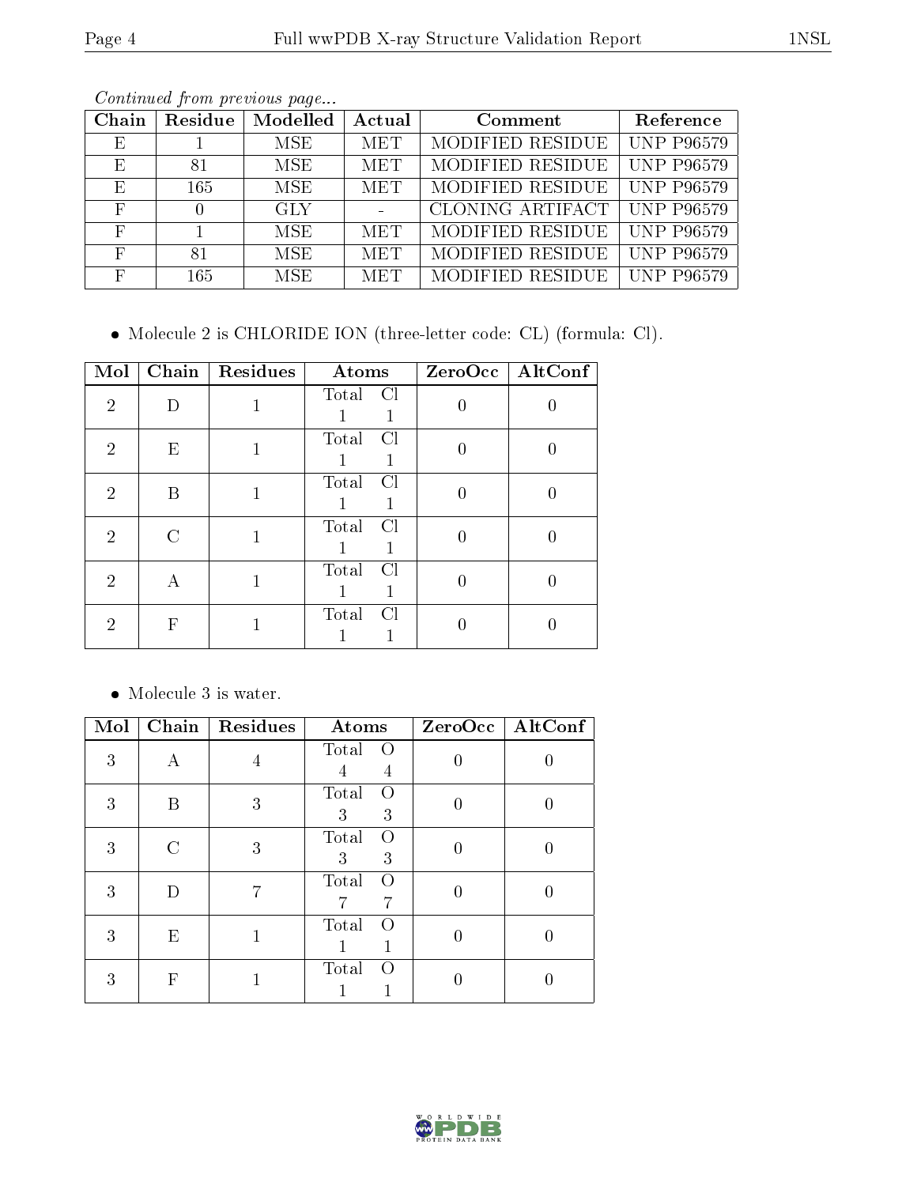*Continued from previous page...*

| Chain | Residue | Modelled | Actual | Comment | Reference |
|---|---|---|---|---|---|
| E | 1 | MSE | MET | MODIFIED RESIDUE | UNP P96579 |
| E | 81 | MSE | MET | MODIFIED RESIDUE | UNP P96579 |
| E | 165 | MSE | MET | MODIFIED RESIDUE | UNP P96579 |
| F | 0 | GLY | - | CLONING ARTIFACT | UNP P96579 |
| F | 1 | MSE | MET | MODIFIED RESIDUE | UNP P96579 |
| F | 81 | MSE | MET | MODIFIED RESIDUE | UNP P96579 |
| F | 165 | MSE | MET | MODIFIED RESIDUE | UNP P96579 |

- Molecule 2 is CHLORIDE ION (three-letter code: CL) (formula: Cl).

| Mol | Chain | Residues | Atoms | ZeroOcc | AltConf |
|---|---|---|---|---|---|
| 2 | D | 1 | Total Cl<br>1 1 | 0 | 0 |
| 2 | E | 1 | Total Cl<br>1 1 | 0 | 0 |
| 2 | B | 1 | Total Cl<br>1 1 | 0 | 0 |
| 2 | C | 1 | Total Cl<br>1 1 | 0 | 0 |
| 2 | A | 1 | Total Cl<br>1 1 | 0 | 0 |
| 2 | F | 1 | Total Cl<br>1 1 | 0 | 0 |

- Molecule 3 is water.

| Mol | Chain | Residues | Atoms | ZeroOcc | AltConf |
|---|---|---|---|---|---|
| 3 | A | 4 | Total O<br>4 4 | 0 | 0 |
| 3 | B | 3 | Total O<br>3 3 | 0 | 0 |
| 3 | C | 3 | Total O<br>3 3 | 0 | 0 |
| 3 | D | 7 | Total O<br>7 7 | 0 | 0 |
| 3 | E | 1 | Total O<br>1 1 | 0 | 0 |
| 3 | F | 1 | Total O<br>1 1 | 0 | 0 |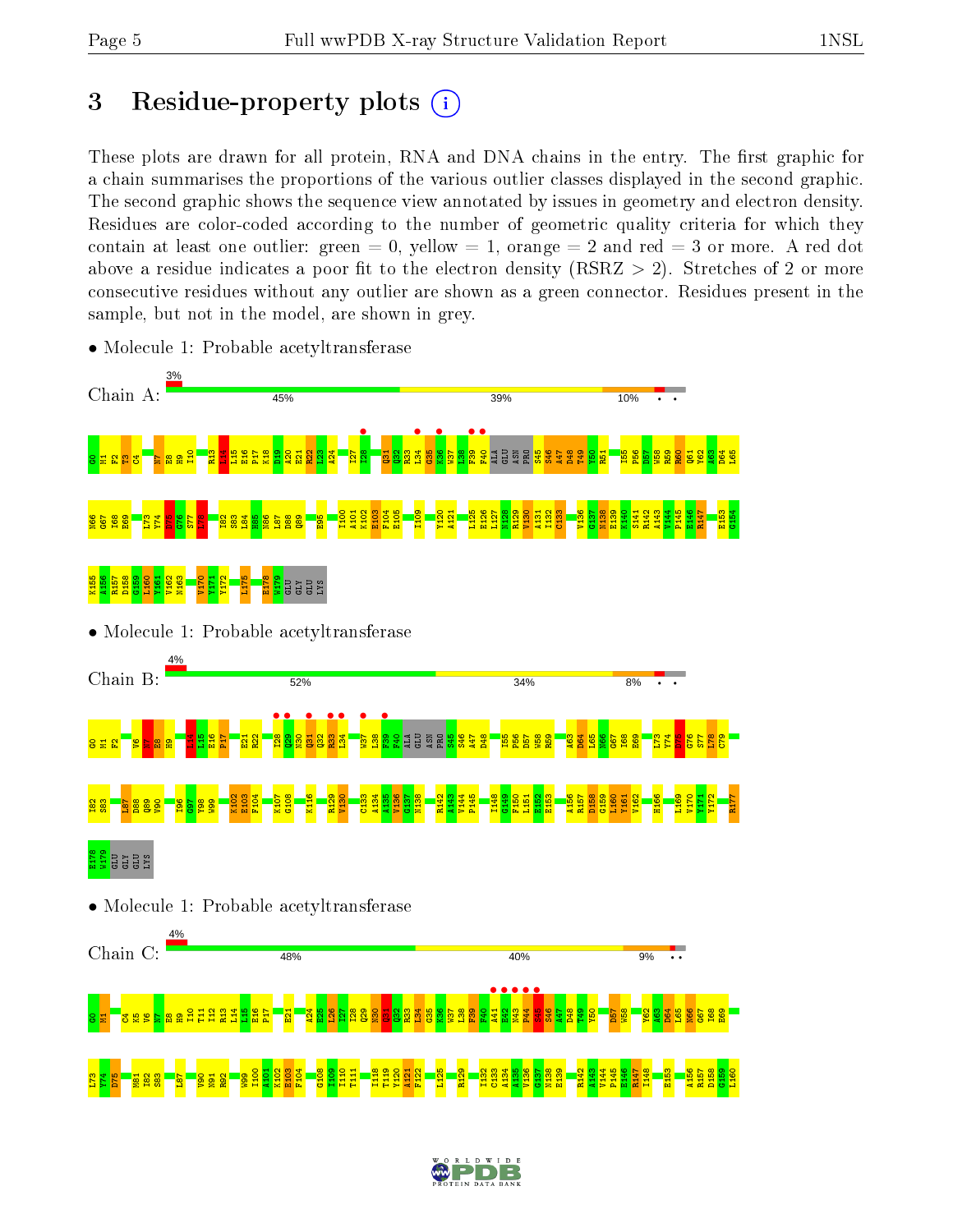# 3 Residue-property plots

These plots are drawn for all protein, RNA and DNA chains in the entry. The first graphic for a chain summarises the proportions of the various outlier classes displayed in the second graphic. The second graphic shows the sequence view annotated by issues in geometry and electron density. Residues are color-coded according to the number of geometric quality criteria for which they contain at least one outlier: green = 0, yellow = 1, orange = 2 and red = 3 or more. A red dot above a residue indicates a poor fit to the electron density (RSRZ > 2). Stretches of 2 or more consecutive residues without any outlier are shown as a green connector. Residues present in the sample, but not in the model, are shown in grey.

- Molecule 1: Probable acetyltransferase

Chain A: 3% | 45% | 39% | 10% | • •

- Molecule 1: Probable acetyltransferase

Chain B: 4% | 52% | 34% | 8% | • •

- Molecule 1: Probable acetyltransferase

Chain C: 4% | 48% | 40% | 9% | • •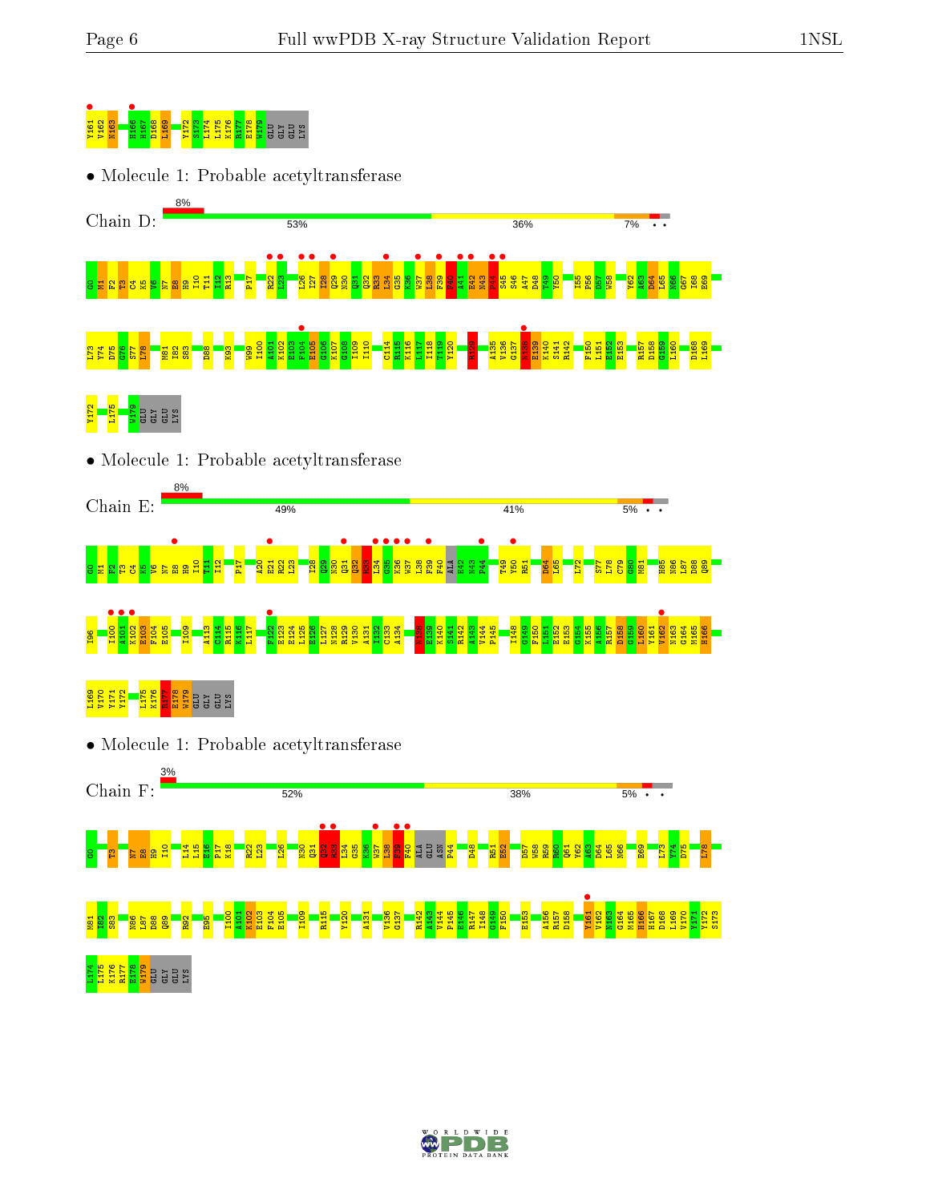Y161 V162 N163 H166 H167 D168 L169 Y172 S173 L174 L175 K176 R177 E178 W179 GLU GLY GLU LYS

- Molecule 1: Probable acetyltransferase

Chain D: 8% | 53% | 36% | 7% • •

G0 M1 F2 T3 C4 K5 V6 N7 E8 H9 I10 T11 I12 R13 P17 R22 L23 L26 I27 T28 Q29 N30 Q31 Q32 R33 L34 G35 K36 W37 L38 F39 F40 A41 E42 M43 P44 S45 S46 A47 D48 T49 Y50 I55 P56 D57 W58 Y62 A63 D64 L65 N66 G67 I68 E69 L73 Y74 D75 G76 S77 L78 M81 I82 S83 D88 K93 W99 I100 A101 K102 E103 F104 E105 G106 K107 G108 I109 I110 C114 R115 K116 L117 I118 Y119 Y120 R129 A135 V136 G137 N138 E139 K140 S141 R142 F150 L151 E152 E153 R157 D158 G159 L160 D168 L169 Y172 L175 W179 GLU GLY GLU LYS

- Molecule 1: Probable acetyltransferase

Chain E: 8% | 49% | 41% | 5% • •

G0 M1 F2 T3 C4 K5 V6 N7 E8 H9 I10 T11 I12 P17 A20 E21 R22 L23 I28 Q29 N30 Q31 Q32 R33 L34 G35 K36 W37 L38 F39 F40 ALA E42 M43 P44 T49 Y50 R51 D64 L65 L72 S77 L78 C79 G80 M81 H85 N86 L87 D88 Q89 I96 I100 A101 K102 E103 F104 E105 I109 A113 C114 R115 K116 L117 F122 E123 K124 L126 E126 L127 N128 R129 V130 A131 I132 C133 A134 N138 E139 K140 S141 R142 A143 V144 P145 I148 G149 F150 L151 E152 E153 G154 K155 A156 R157 D158 G159 L160 Y161 V162 N163 G164 M165 H166 L169 V170 Y171 Y172 L175 K176 R177 E178 W179 GLU GLY GLU LYS

- Molecule 1: Probable acetyltransferase

Chain F: 3% | 52% | 38% | 5% • •

G0 T3 N7 E8 H9 I10 L14 L15 E16 P17 K18 R22 L23 L26 N30 Q31 Q32 R33 L34 G35 K36 W37 L38 F39 F40 ALA GLU ASN P44 D48 R51 E52 D57 W58 R59 R60 Q61 Y62 A63 D64 L65 N66 E69 L73 Y74 D75 L78 M81 I82 S83 N86 L87 D88 Q89 R92 E95 I100 A101 K102 E103 F104 E105 I109 R115 Y120 A131 V136 G137 R142 A143 V144 P145 R146 R147 I148 G149 F150 E153 A156 R157 D158 Y161 V162 N163 G164 M165 H166 H167 D168 L169 V170 Y171 Y172 S173 L174 L175 K176 R177 E178 W179 GLU GLY GLU LYS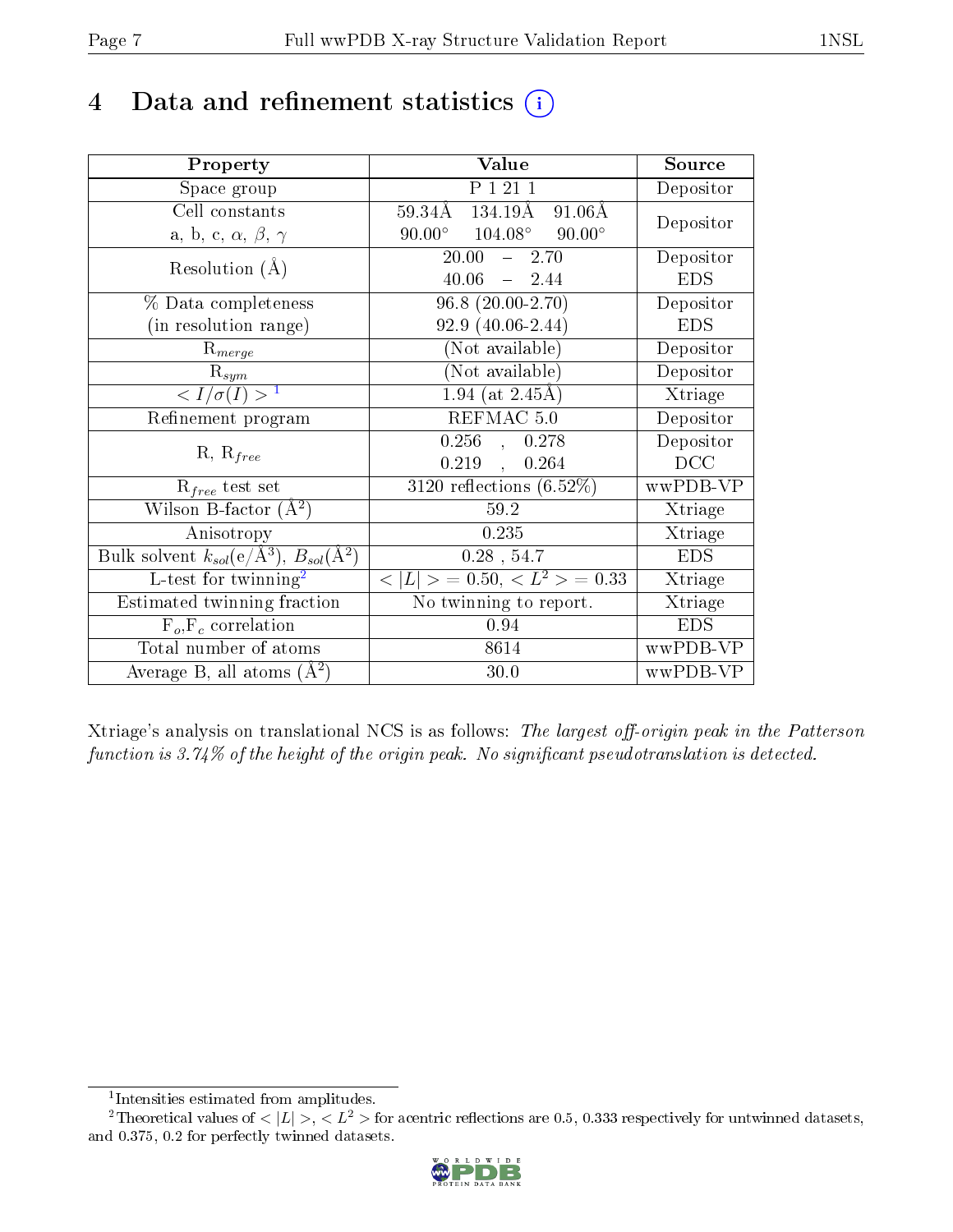# 4 Data and refinement statistics (i)

| Property | Value | Source |
|---|---|---|
| Space group | P 1 21 1 | Depositor |
| Cell constants<br>a, b, c, $\alpha$, $\beta$, $\gamma$ | 59.34Å 134.19Å 91.06Å<br>90.00° 104.08° 90.00° | Depositor |
| Resolution (Å) | 20.00 – 2.70<br>40.06 – 2.44 | Depositor<br>EDS |
| % Data completeness<br>(in resolution range) | 96.8 (20.00-2.70)<br>92.9 (40.06-2.44) | Depositor<br>EDS |
| $R_{merge}$ | (Not available) | Depositor |
| $R_{sym}$ | (Not available) | Depositor |
| $< I/\sigma(I) >$ [1] | 1.94 (at 2.45Å) | Xtriage |
| Refinement program | REFMAC 5.0 | Depositor |
| R, $R_{free}$ | 0.256 , 0.278<br>0.219 , 0.264 | Depositor<br>DCC |
| $R_{free}$ test set | 3120 reflections (6.52%) | wwPDB-VP |
| Wilson B-factor (Å$^2$) | 59.2 | Xtriage |
| Anisotropy | 0.235 | Xtriage |
| Bulk solvent $k_{sol}$(e/Å$^3$), $B_{sol}$(Å$^2$) | 0.28 , 54.7 | EDS |
| L-test for twinning[2] | $< \|L\| >$ = 0.50, $< L^2 >$ = 0.33 | Xtriage |
| Estimated twinning fraction | No twinning to report. | Xtriage |
| $F_o$,$F_c$ correlation | 0.94 | EDS |
| Total number of atoms | 8614 | wwPDB-VP |
| Average B, all atoms (Å$^2$) | 30.0 | wwPDB-VP |

Xtriage's analysis on translational NCS is as follows: *The largest off-origin peak in the Patterson function is 3.74% of the height of the origin peak. No significant pseudotranslation is detected.*

[1] Intensities estimated from amplitudes.

[2] Theoretical values of $< |L| >$, $< L^2 >$ for acentric reflections are 0.5, 0.333 respectively for untwinned datasets, and 0.375, 0.2 for perfectly twinned datasets.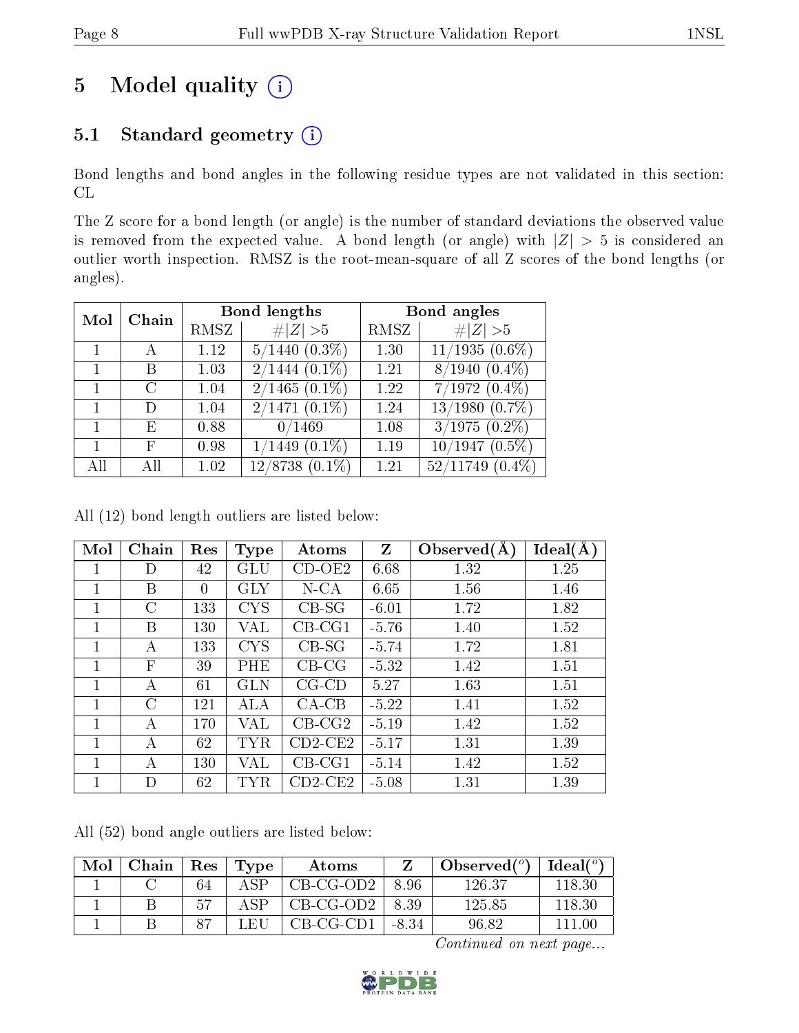# 5 Model quality

## 5.1 Standard geometry

Bond lengths and bond angles in the following residue types are not validated in this section: CL

The Z score for a bond length (or angle) is the number of standard deviations the observed value is removed from the expected value. A bond length (or angle) with $|Z| > 5$ is considered an outlier worth inspection. RMSZ is the root-mean-square of all Z scores of the bond lengths (or angles).

| Mol | Chain | Bond lengths | | Bond angles | |
|---|---|---|---|---|---|
| | | RMSZ | #$\|Z\|$ >5 | RMSZ | #$\|Z\|$ >5 |
| 1 | A | 1.12 | 5/1440 (0.3%) | 1.30 | 11/1935 (0.6%) |
| 1 | B | 1.03 | 2/1444 (0.1%) | 1.21 | 8/1940 (0.4%) |
| 1 | C | 1.04 | 2/1465 (0.1%) | 1.22 | 7/1972 (0.4%) |
| 1 | D | 1.04 | 2/1471 (0.1%) | 1.24 | 13/1980 (0.7%) |
| 1 | E | 0.88 | 0/1469 | 1.08 | 3/1975 (0.2%) |
| 1 | F | 0.98 | 1/1449 (0.1%) | 1.19 | 10/1947 (0.5%) |
| All | All | 1.02 | 12/8738 (0.1%) | 1.21 | 52/11749 (0.4%) |

All (12) bond length outliers are listed below:

| Mol | Chain | Res | Type | Atoms | Z | Observed(Å) | Ideal(Å) |
|---|---|---|---|---|---|---|---|
| 1 | D | 42 | GLU | CD-OE2 | 6.68 | 1.32 | 1.25 |
| 1 | B | 0 | GLY | N-CA | 6.65 | 1.56 | 1.46 |
| 1 | C | 133 | CYS | CB-SG | -6.01 | 1.72 | 1.82 |
| 1 | B | 130 | VAL | CB-CG1 | -5.76 | 1.40 | 1.52 |
| 1 | A | 133 | CYS | CB-SG | -5.74 | 1.72 | 1.81 |
| 1 | F | 39 | PHE | CB-CG | -5.32 | 1.42 | 1.51 |
| 1 | A | 61 | GLN | CG-CD | 5.27 | 1.63 | 1.51 |
| 1 | C | 121 | ALA | CA-CB | -5.22 | 1.41 | 1.52 |
| 1 | A | 170 | VAL | CB-CG2 | -5.19 | 1.42 | 1.52 |
| 1 | A | 62 | TYR | CD2-CE2 | -5.17 | 1.31 | 1.39 |
| 1 | A | 130 | VAL | CB-CG1 | -5.14 | 1.42 | 1.52 |
| 1 | D | 62 | TYR | CD2-CE2 | -5.08 | 1.31 | 1.39 |

All (52) bond angle outliers are listed below:

| Mol | Chain | Res | Type | Atoms | Z | Observed(°) | Ideal(°) |
|---|---|---|---|---|---|---|---|
| 1 | C | 64 | ASP | CB-CG-OD2 | 8.96 | 126.37 | 118.30 |
| 1 | B | 57 | ASP | CB-CG-OD2 | 8.39 | 125.85 | 118.30 |
| 1 | B | 87 | LEU | CB-CG-CD1 | -8.34 | 96.82 | 111.00 |

*Continued on next page...*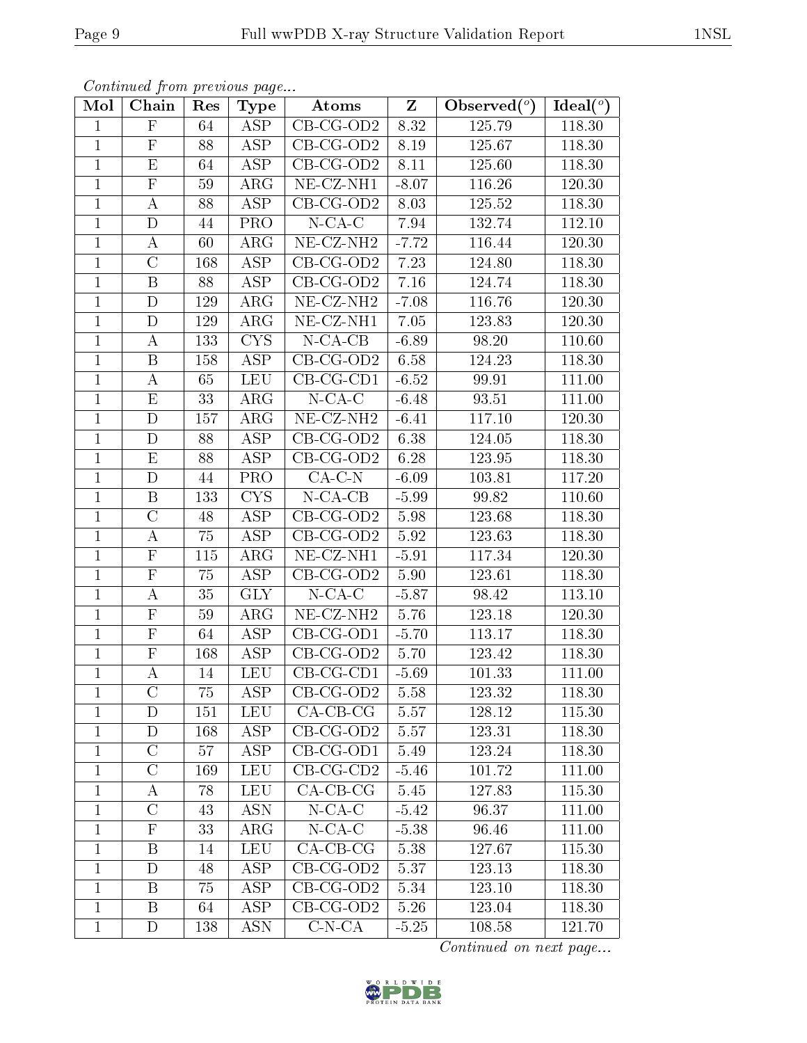*Continued from previous page...*

| Mol | Chain | Res | Type | Atoms | Z | Observed(°) | Ideal(°) |
|---|---|---|---|---|---|---|---|
| 1 | F | 64 | ASP | CB-CG-OD2 | 8.32 | 125.79 | 118.30 |
| 1 | F | 88 | ASP | CB-CG-OD2 | 8.19 | 125.67 | 118.30 |
| 1 | E | 64 | ASP | CB-CG-OD2 | 8.11 | 125.60 | 118.30 |
| 1 | F | 59 | ARG | NE-CZ-NH1 | -8.07 | 116.26 | 120.30 |
| 1 | A | 88 | ASP | CB-CG-OD2 | 8.03 | 125.52 | 118.30 |
| 1 | D | 44 | PRO | N-CA-C | 7.94 | 132.74 | 112.10 |
| 1 | A | 60 | ARG | NE-CZ-NH2 | -7.72 | 116.44 | 120.30 |
| 1 | C | 168 | ASP | CB-CG-OD2 | 7.23 | 124.80 | 118.30 |
| 1 | B | 88 | ASP | CB-CG-OD2 | 7.16 | 124.74 | 118.30 |
| 1 | D | 129 | ARG | NE-CZ-NH2 | -7.08 | 116.76 | 120.30 |
| 1 | D | 129 | ARG | NE-CZ-NH1 | 7.05 | 123.83 | 120.30 |
| 1 | A | 133 | CYS | N-CA-CB | -6.89 | 98.20 | 110.60 |
| 1 | B | 158 | ASP | CB-CG-OD2 | 6.58 | 124.23 | 118.30 |
| 1 | A | 65 | LEU | CB-CG-CD1 | -6.52 | 99.91 | 111.00 |
| 1 | E | 33 | ARG | N-CA-C | -6.48 | 93.51 | 111.00 |
| 1 | D | 157 | ARG | NE-CZ-NH2 | -6.41 | 117.10 | 120.30 |
| 1 | D | 88 | ASP | CB-CG-OD2 | 6.38 | 124.05 | 118.30 |
| 1 | E | 88 | ASP | CB-CG-OD2 | 6.28 | 123.95 | 118.30 |
| 1 | D | 44 | PRO | CA-C-N | -6.09 | 103.81 | 117.20 |
| 1 | B | 133 | CYS | N-CA-CB | -5.99 | 99.82 | 110.60 |
| 1 | C | 48 | ASP | CB-CG-OD2 | 5.98 | 123.68 | 118.30 |
| 1 | A | 75 | ASP | CB-CG-OD2 | 5.92 | 123.63 | 118.30 |
| 1 | F | 115 | ARG | NE-CZ-NH1 | -5.91 | 117.34 | 120.30 |
| 1 | F | 75 | ASP | CB-CG-OD2 | 5.90 | 123.61 | 118.30 |
| 1 | A | 35 | GLY | N-CA-C | -5.87 | 98.42 | 113.10 |
| 1 | F | 59 | ARG | NE-CZ-NH2 | 5.76 | 123.18 | 120.30 |
| 1 | F | 64 | ASP | CB-CG-OD1 | -5.70 | 113.17 | 118.30 |
| 1 | F | 168 | ASP | CB-CG-OD2 | 5.70 | 123.42 | 118.30 |
| 1 | A | 14 | LEU | CB-CG-CD1 | -5.69 | 101.33 | 111.00 |
| 1 | C | 75 | ASP | CB-CG-OD2 | 5.58 | 123.32 | 118.30 |
| 1 | D | 151 | LEU | CA-CB-CG | 5.57 | 128.12 | 115.30 |
| 1 | D | 168 | ASP | CB-CG-OD2 | 5.57 | 123.31 | 118.30 |
| 1 | C | 57 | ASP | CB-CG-OD1 | 5.49 | 123.24 | 118.30 |
| 1 | C | 169 | LEU | CB-CG-CD2 | -5.46 | 101.72 | 111.00 |
| 1 | A | 78 | LEU | CA-CB-CG | 5.45 | 127.83 | 115.30 |
| 1 | C | 43 | ASN | N-CA-C | -5.42 | 96.37 | 111.00 |
| 1 | F | 33 | ARG | N-CA-C | -5.38 | 96.46 | 111.00 |
| 1 | B | 14 | LEU | CA-CB-CG | 5.38 | 127.67 | 115.30 |
| 1 | D | 48 | ASP | CB-CG-OD2 | 5.37 | 123.13 | 118.30 |
| 1 | B | 75 | ASP | CB-CG-OD2 | 5.34 | 123.10 | 118.30 |
| 1 | B | 64 | ASP | CB-CG-OD2 | 5.26 | 123.04 | 118.30 |
| 1 | D | 138 | ASN | C-N-CA | -5.25 | 108.58 | 121.70 |

*Continued on next page...*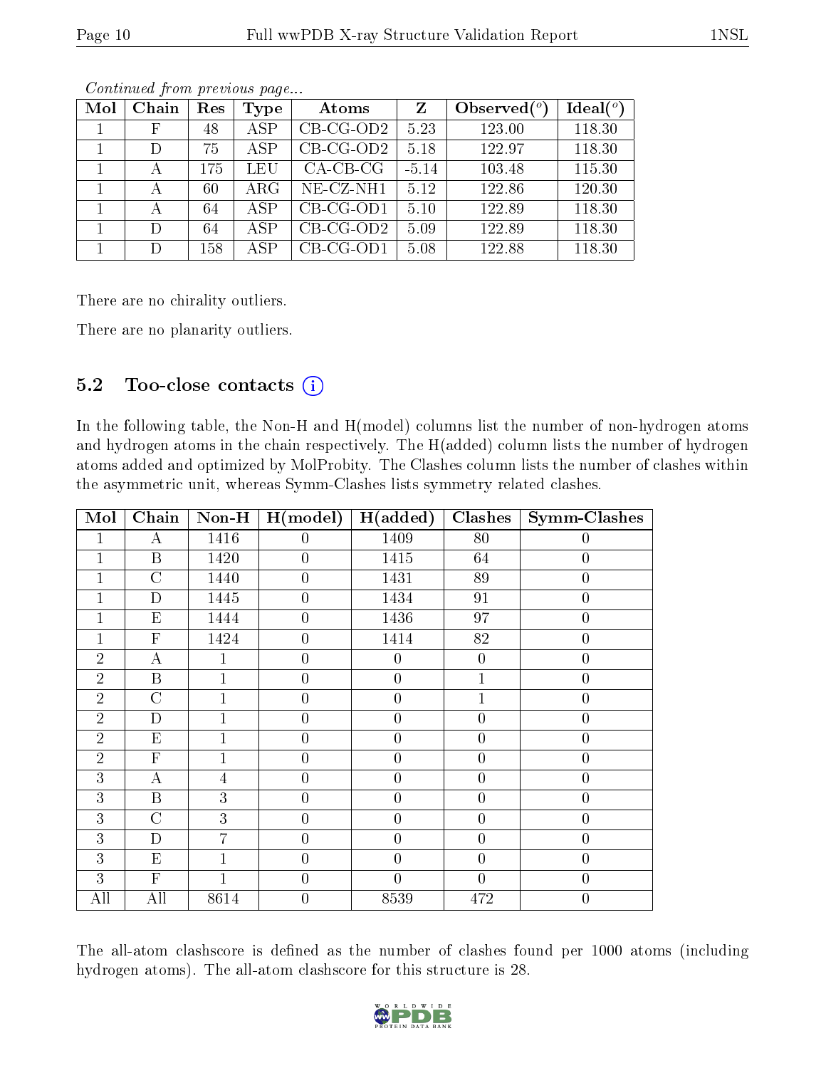*Continued from previous page...*

| Mol | Chain | Res | Type | Atoms | Z | Observed(°) | Ideal(°) |
|---|---|---|---|---|---|---|---|
| 1 | F | 48 | ASP | CB-CG-OD2 | 5.23 | 123.00 | 118.30 |
| 1 | D | 75 | ASP | CB-CG-OD2 | 5.18 | 122.97 | 118.30 |
| 1 | A | 175 | LEU | CA-CB-CG | -5.14 | 103.48 | 115.30 |
| 1 | A | 60 | ARG | NE-CZ-NH1 | 5.12 | 122.86 | 120.30 |
| 1 | A | 64 | ASP | CB-CG-OD1 | 5.10 | 122.89 | 118.30 |
| 1 | D | 64 | ASP | CB-CG-OD2 | 5.09 | 122.89 | 118.30 |
| 1 | D | 158 | ASP | CB-CG-OD1 | 5.08 | 122.88 | 118.30 |

There are no chirality outliers.

There are no planarity outliers.

## 5.2 Too-close contacts

In the following table, the Non-H and H(model) columns list the number of non-hydrogen atoms and hydrogen atoms in the chain respectively. The H(added) column lists the number of hydrogen atoms added and optimized by MolProbity. The Clashes column lists the number of clashes within the asymmetric unit, whereas Symm-Clashes lists symmetry related clashes.

| Mol | Chain | Non-H | H(model) | H(added) | Clashes | Symm-Clashes |
|---|---|---|---|---|---|---|
| 1 | A | 1416 | 0 | 1409 | 80 | 0 |
| 1 | B | 1420 | 0 | 1415 | 64 | 0 |
| 1 | C | 1440 | 0 | 1431 | 89 | 0 |
| 1 | D | 1445 | 0 | 1434 | 91 | 0 |
| 1 | E | 1444 | 0 | 1436 | 97 | 0 |
| 1 | F | 1424 | 0 | 1414 | 82 | 0 |
| 2 | A | 1 | 0 | 0 | 0 | 0 |
| 2 | B | 1 | 0 | 0 | 1 | 0 |
| 2 | C | 1 | 0 | 0 | 1 | 0 |
| 2 | D | 1 | 0 | 0 | 0 | 0 |
| 2 | E | 1 | 0 | 0 | 0 | 0 |
| 2 | F | 1 | 0 | 0 | 0 | 0 |
| 3 | A | 4 | 0 | 0 | 0 | 0 |
| 3 | B | 3 | 0 | 0 | 0 | 0 |
| 3 | C | 3 | 0 | 0 | 0 | 0 |
| 3 | D | 7 | 0 | 0 | 0 | 0 |
| 3 | E | 1 | 0 | 0 | 0 | 0 |
| 3 | F | 1 | 0 | 0 | 0 | 0 |
| All | All | 8614 | 0 | 8539 | 472 | 0 |

The all-atom clashscore is defined as the number of clashes found per 1000 atoms (including hydrogen atoms). The all-atom clashscore for this structure is 28.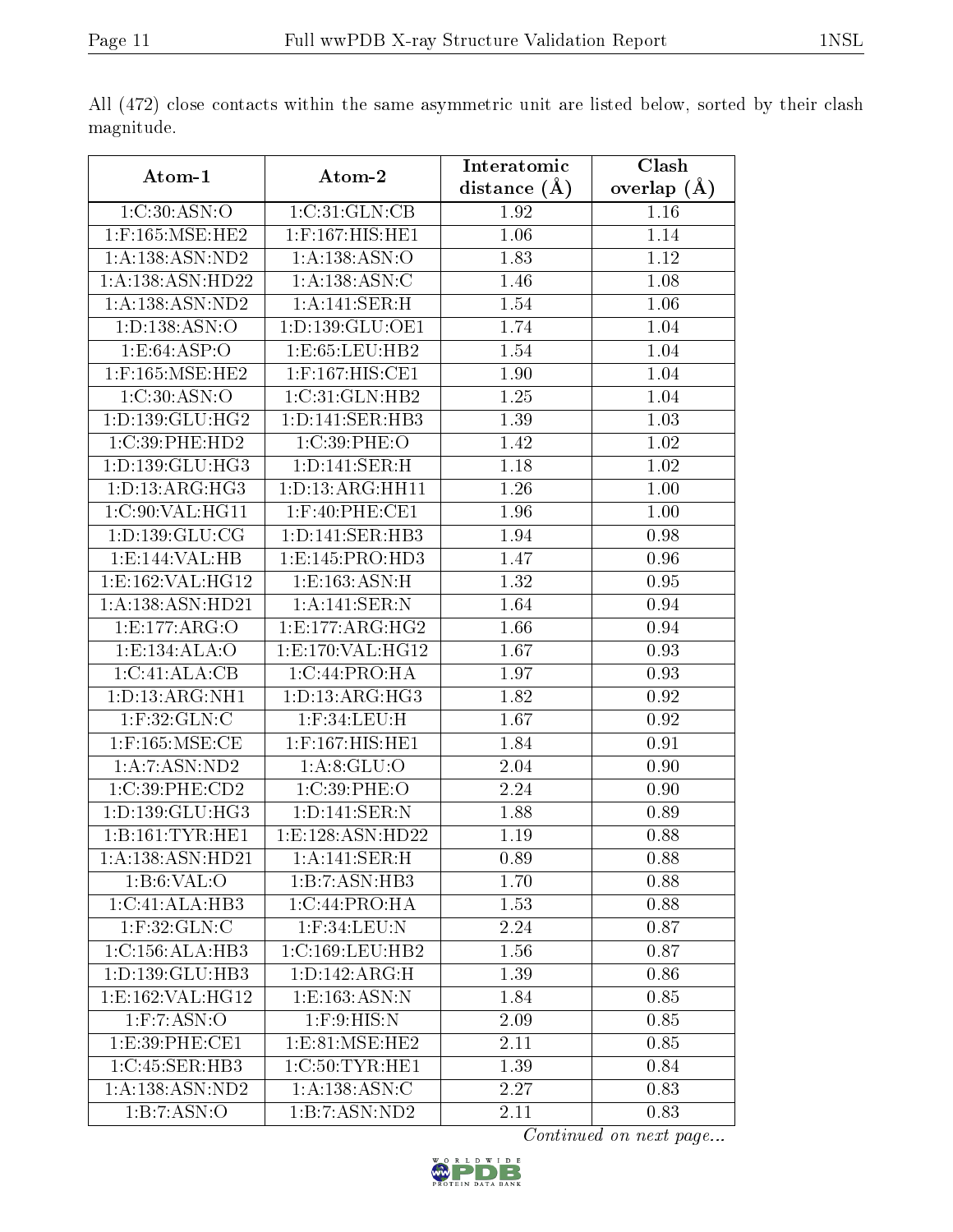All (472) close contacts within the same asymmetric unit are listed below, sorted by their clash magnitude.

| Atom-1 | Atom-2 | Interatomic distance (Å) | Clash overlap (Å) |
|---|---|---|---|
| 1:C:30:ASN:O | 1:C:31:GLN:CB | 1.92 | 1.16 |
| 1:F:165:MSE:HE2 | 1:F:167:HIS:HE1 | 1.06 | 1.14 |
| 1:A:138:ASN:ND2 | 1:A:138:ASN:O | 1.83 | 1.12 |
| 1:A:138:ASN:HD22 | 1:A:138:ASN:C | 1.46 | 1.08 |
| 1:A:138:ASN:ND2 | 1:A:141:SER:H | 1.54 | 1.06 |
| 1:D:138:ASN:O | 1:D:139:GLU:OE1 | 1.74 | 1.04 |
| 1:E:64:ASP:O | 1:E:65:LEU:HB2 | 1.54 | 1.04 |
| 1:F:165:MSE:HE2 | 1:F:167:HIS:CE1 | 1.90 | 1.04 |
| 1:C:30:ASN:O | 1:C:31:GLN:HB2 | 1.25 | 1.04 |
| 1:D:139:GLU:HG2 | 1:D:141:SER:HB3 | 1.39 | 1.03 |
| 1:C:39:PHE:HD2 | 1:C:39:PHE:O | 1.42 | 1.02 |
| 1:D:139:GLU:HG3 | 1:D:141:SER:H | 1.18 | 1.02 |
| 1:D:13:ARG:HG3 | 1:D:13:ARG:HH11 | 1.26 | 1.00 |
| 1:C:90:VAL:HG11 | 1:F:40:PHE:CE1 | 1.96 | 1.00 |
| 1:D:139:GLU:CG | 1:D:141:SER:HB3 | 1.94 | 0.98 |
| 1:E:144:VAL:HB | 1:E:145:PRO:HD3 | 1.47 | 0.96 |
| 1:E:162:VAL:HG12 | 1:E:163:ASN:H | 1.32 | 0.95 |
| 1:A:138:ASN:HD21 | 1:A:141:SER:N | 1.64 | 0.94 |
| 1:E:177:ARG:O | 1:E:177:ARG:HG2 | 1.66 | 0.94 |
| 1:E:134:ALA:O | 1:E:170:VAL:HG12 | 1.67 | 0.93 |
| 1:C:41:ALA:CB | 1:C:44:PRO:HA | 1.97 | 0.93 |
| 1:D:13:ARG:NH1 | 1:D:13:ARG:HG3 | 1.82 | 0.92 |
| 1:F:32:GLN:C | 1:F:34:LEU:H | 1.67 | 0.92 |
| 1:F:165:MSE:CE | 1:F:167:HIS:HE1 | 1.84 | 0.91 |
| 1:A:7:ASN:ND2 | 1:A:8:GLU:O | 2.04 | 0.90 |
| 1:C:39:PHE:CD2 | 1:C:39:PHE:O | 2.24 | 0.90 |
| 1:D:139:GLU:HG3 | 1:D:141:SER:N | 1.88 | 0.89 |
| 1:B:161:TYR:HE1 | 1:E:128:ASN:HD22 | 1.19 | 0.88 |
| 1:A:138:ASN:HD21 | 1:A:141:SER:H | 0.89 | 0.88 |
| 1:B:6:VAL:O | 1:B:7:ASN:HB3 | 1.70 | 0.88 |
| 1:C:41:ALA:HB3 | 1:C:44:PRO:HA | 1.53 | 0.88 |
| 1:F:32:GLN:C | 1:F:34:LEU:N | 2.24 | 0.87 |
| 1:C:156:ALA:HB3 | 1:C:169:LEU:HB2 | 1.56 | 0.87 |
| 1:D:139:GLU:HB3 | 1:D:142:ARG:H | 1.39 | 0.86 |
| 1:E:162:VAL:HG12 | 1:E:163:ASN:N | 1.84 | 0.85 |
| 1:F:7:ASN:O | 1:F:9:HIS:N | 2.09 | 0.85 |
| 1:E:39:PHE:CE1 | 1:E:81:MSE:HE2 | 2.11 | 0.85 |
| 1:C:45:SER:HB3 | 1:C:50:TYR:HE1 | 1.39 | 0.84 |
| 1:A:138:ASN:ND2 | 1:A:138:ASN:C | 2.27 | 0.83 |
| 1:B:7:ASN:O | 1:B:7:ASN:ND2 | 2.11 | 0.83 |

*Continued on next page...*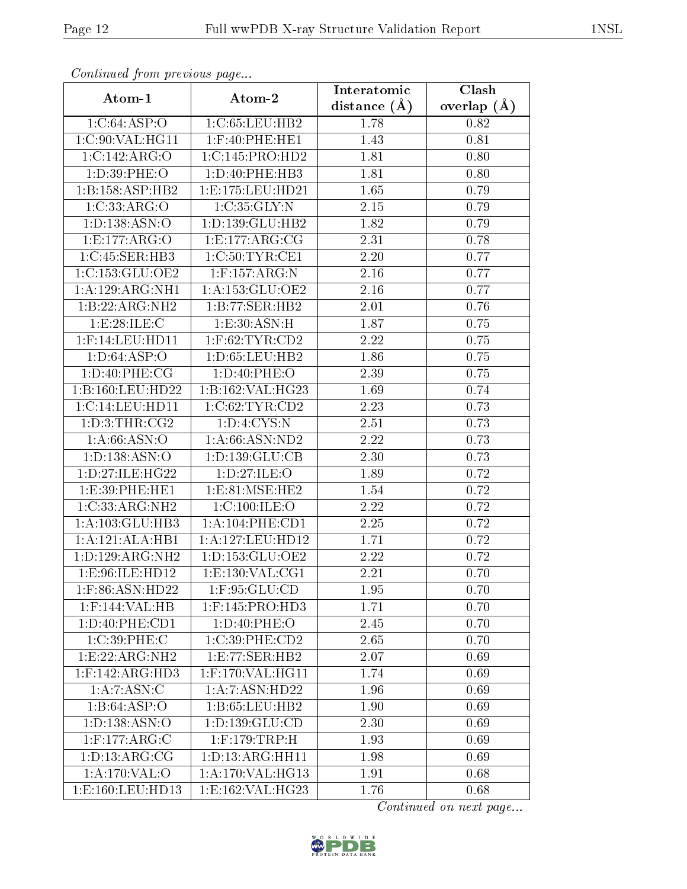*Continued from previous page...*

| Atom-1 | Atom-2 | Interatomic distance (Å) | Clash overlap (Å) |
| --- | --- | --- | --- |
| 1:C:64:ASP:O | 1:C:65:LEU:HB2 | 1.78 | 0.82 |
| 1:C:90:VAL:HG11 | 1:F:40:PHE:HE1 | 1.43 | 0.81 |
| 1:C:142:ARG:O | 1:C:145:PRO:HD2 | 1.81 | 0.80 |
| 1:D:39:PHE:O | 1:D:40:PHE:HB3 | 1.81 | 0.80 |
| 1:B:158:ASP:HB2 | 1:E:175:LEU:HD21 | 1.65 | 0.79 |
| 1:C:33:ARG:O | 1:C:35:GLY:N | 2.15 | 0.79 |
| 1:D:138:ASN:O | 1:D:139:GLU:HB2 | 1.82 | 0.79 |
| 1:E:177:ARG:O | 1:E:177:ARG:CG | 2.31 | 0.78 |
| 1:C:45:SER:HB3 | 1:C:50:TYR:CE1 | 2.20 | 0.77 |
| 1:C:153:GLU:OE2 | 1:F:157:ARG:N | 2.16 | 0.77 |
| 1:A:129:ARG:NH1 | 1:A:153:GLU:OE2 | 2.16 | 0.77 |
| 1:B:22:ARG:NH2 | 1:B:77:SER:HB2 | 2.01 | 0.76 |
| 1:E:28:ILE:C | 1:E:30:ASN:H | 1.87 | 0.75 |
| 1:F:14:LEU:HD11 | 1:F:62:TYR:CD2 | 2.22 | 0.75 |
| 1:D:64:ASP:O | 1:D:65:LEU:HB2 | 1.86 | 0.75 |
| 1:D:40:PHE:CG | 1:D:40:PHE:O | 2.39 | 0.75 |
| 1:B:160:LEU:HD22 | 1:B:162:VAL:HG23 | 1.69 | 0.74 |
| 1:C:14:LEU:HD11 | 1:C:62:TYR:CD2 | 2.23 | 0.73 |
| 1:D:3:THR:CG2 | 1:D:4:CYS:N | 2.51 | 0.73 |
| 1:A:66:ASN:O | 1:A:66:ASN:ND2 | 2.22 | 0.73 |
| 1:D:138:ASN:O | 1:D:139:GLU:CB | 2.30 | 0.73 |
| 1:D:27:ILE:HG22 | 1:D:27:ILE:O | 1.89 | 0.72 |
| 1:E:39:PHE:HE1 | 1:E:81:MSE:HE2 | 1.54 | 0.72 |
| 1:C:33:ARG:NH2 | 1:C:100:ILE:O | 2.22 | 0.72 |
| 1:A:103:GLU:HB3 | 1:A:104:PHE:CD1 | 2.25 | 0.72 |
| 1:A:121:ALA:HB1 | 1:A:127:LEU:HD12 | 1.71 | 0.72 |
| 1:D:129:ARG:NH2 | 1:D:153:GLU:OE2 | 2.22 | 0.72 |
| 1:E:96:ILE:HD12 | 1:E:130:VAL:CG1 | 2.21 | 0.70 |
| 1:F:86:ASN:HD22 | 1:F:95:GLU:CD | 1.95 | 0.70 |
| 1:F:144:VAL:HB | 1:F:145:PRO:HD3 | 1.71 | 0.70 |
| 1:D:40:PHE:CD1 | 1:D:40:PHE:O | 2.45 | 0.70 |
| 1:C:39:PHE:C | 1:C:39:PHE:CD2 | 2.65 | 0.70 |
| 1:E:22:ARG:NH2 | 1:E:77:SER:HB2 | 2.07 | 0.69 |
| 1:F:142:ARG:HD3 | 1:F:170:VAL:HG11 | 1.74 | 0.69 |
| 1:A:7:ASN:C | 1:A:7:ASN:HD22 | 1.96 | 0.69 |
| 1:B:64:ASP:O | 1:B:65:LEU:HB2 | 1.90 | 0.69 |
| 1:D:138:ASN:O | 1:D:139:GLU:CD | 2.30 | 0.69 |
| 1:F:177:ARG:C | 1:F:179:TRP:H | 1.93 | 0.69 |
| 1:D:13:ARG:CG | 1:D:13:ARG:HH11 | 1.98 | 0.69 |
| 1:A:170:VAL:O | 1:A:170:VAL:HG13 | 1.91 | 0.68 |
| 1:E:160:LEU:HD13 | 1:E:162:VAL:HG23 | 1.76 | 0.68 |

*Continued on next page...*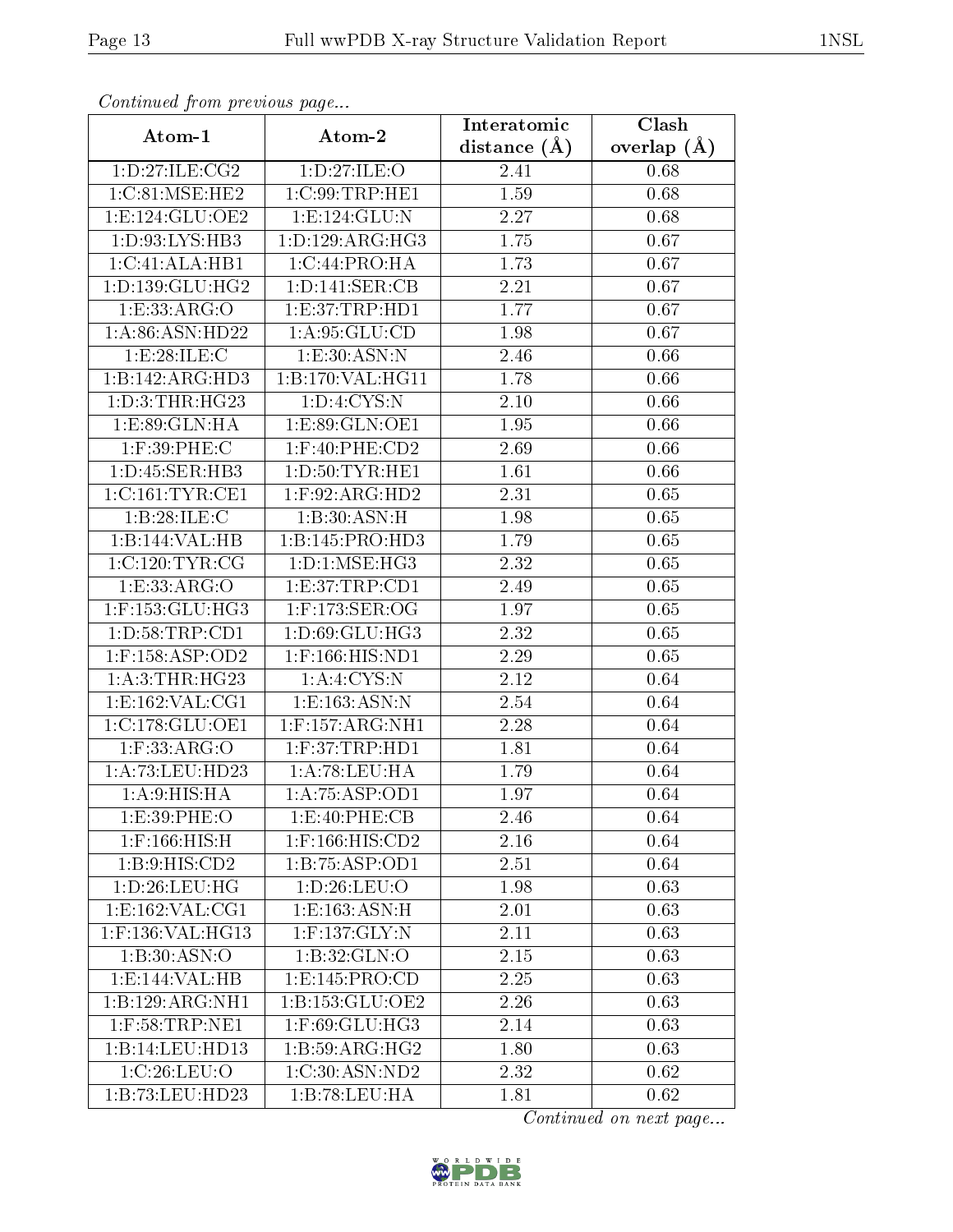*Continued from previous page...*

| Atom-1 | Atom-2 | Interatomic distance (Å) | Clash overlap (Å) |
|---|---|---|---|
| 1:D:27:ILE:CG2 | 1:D:27:ILE:O | 2.41 | 0.68 |
| 1:C:81:MSE:HE2 | 1:C:99:TRP:HE1 | 1.59 | 0.68 |
| 1:E:124:GLU:OE2 | 1:E:124:GLU:N | 2.27 | 0.68 |
| 1:D:93:LYS:HB3 | 1:D:129:ARG:HG3 | 1.75 | 0.67 |
| 1:C:41:ALA:HB1 | 1:C:44:PRO:HA | 1.73 | 0.67 |
| 1:D:139:GLU:HG2 | 1:D:141:SER:CB | 2.21 | 0.67 |
| 1:E:33:ARG:O | 1:E:37:TRP:HD1 | 1.77 | 0.67 |
| 1:A:86:ASN:HD22 | 1:A:95:GLU:CD | 1.98 | 0.67 |
| 1:E:28:ILE:C | 1:E:30:ASN:N | 2.46 | 0.66 |
| 1:B:142:ARG:HD3 | 1:B:170:VAL:HG11 | 1.78 | 0.66 |
| 1:D:3:THR:HG23 | 1:D:4:CYS:N | 2.10 | 0.66 |
| 1:E:89:GLN:HA | 1:E:89:GLN:OE1 | 1.95 | 0.66 |
| 1:F:39:PHE:C | 1:F:40:PHE:CD2 | 2.69 | 0.66 |
| 1:D:45:SER:HB3 | 1:D:50:TYR:HE1 | 1.61 | 0.66 |
| 1:C:161:TYR:CE1 | 1:F:92:ARG:HD2 | 2.31 | 0.65 |
| 1:B:28:ILE:C | 1:B:30:ASN:H | 1.98 | 0.65 |
| 1:B:144:VAL:HB | 1:B:145:PRO:HD3 | 1.79 | 0.65 |
| 1:C:120:TYR:CG | 1:D:1:MSE:HG3 | 2.32 | 0.65 |
| 1:E:33:ARG:O | 1:E:37:TRP:CD1 | 2.49 | 0.65 |
| 1:F:153:GLU:HG3 | 1:F:173:SER:OG | 1.97 | 0.65 |
| 1:D:58:TRP:CD1 | 1:D:69:GLU:HG3 | 2.32 | 0.65 |
| 1:F:158:ASP:OD2 | 1:F:166:HIS:ND1 | 2.29 | 0.65 |
| 1:A:3:THR:HG23 | 1:A:4:CYS:N | 2.12 | 0.64 |
| 1:E:162:VAL:CG1 | 1:E:163:ASN:N | 2.54 | 0.64 |
| 1:C:178:GLU:OE1 | 1:F:157:ARG:NH1 | 2.28 | 0.64 |
| 1:F:33:ARG:O | 1:F:37:TRP:HD1 | 1.81 | 0.64 |
| 1:A:73:LEU:HD23 | 1:A:78:LEU:HA | 1.79 | 0.64 |
| 1:A:9:HIS:HA | 1:A:75:ASP:OD1 | 1.97 | 0.64 |
| 1:E:39:PHE:O | 1:E:40:PHE:CB | 2.46 | 0.64 |
| 1:F:166:HIS:H | 1:F:166:HIS:CD2 | 2.16 | 0.64 |
| 1:B:9:HIS:CD2 | 1:B:75:ASP:OD1 | 2.51 | 0.64 |
| 1:D:26:LEU:HG | 1:D:26:LEU:O | 1.98 | 0.63 |
| 1:E:162:VAL:CG1 | 1:E:163:ASN:H | 2.01 | 0.63 |
| 1:F:136:VAL:HG13 | 1:F:137:GLY:N | 2.11 | 0.63 |
| 1:B:30:ASN:O | 1:B:32:GLN:O | 2.15 | 0.63 |
| 1:E:144:VAL:HB | 1:E:145:PRO:CD | 2.25 | 0.63 |
| 1:B:129:ARG:NH1 | 1:B:153:GLU:OE2 | 2.26 | 0.63 |
| 1:F:58:TRP:NE1 | 1:F:69:GLU:HG3 | 2.14 | 0.63 |
| 1:B:14:LEU:HD13 | 1:B:59:ARG:HG2 | 1.80 | 0.63 |
| 1:C:26:LEU:O | 1:C:30:ASN:ND2 | 2.32 | 0.62 |
| 1:B:73:LEU:HD23 | 1:B:78:LEU:HA | 1.81 | 0.62 |

*Continued on next page...*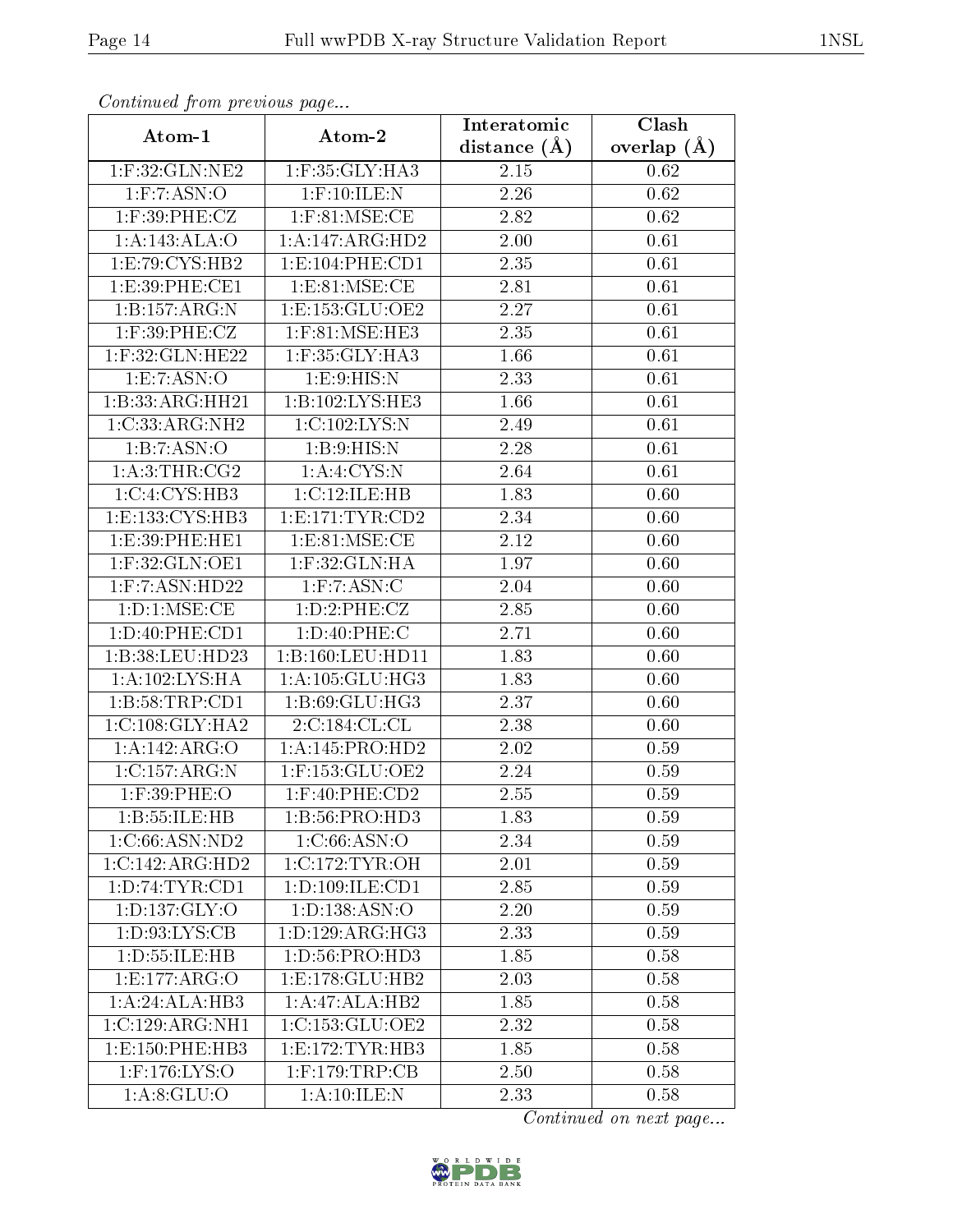*Continued from previous page...*

| Atom-1 | Atom-2 | Interatomic distance (Å) | Clash overlap (Å) |
|---|---|---|---|
| 1:F:32:GLN:NE2 | 1:F:35:GLY:HA3 | 2.15 | 0.62 |
| 1:F:7:ASN:O | 1:F:10:ILE:N | 2.26 | 0.62 |
| 1:F:39:PHE:CZ | 1:F:81:MSE:CE | 2.82 | 0.62 |
| 1:A:143:ALA:O | 1:A:147:ARG:HD2 | 2.00 | 0.61 |
| 1:E:79:CYS:HB2 | 1:E:104:PHE:CD1 | 2.35 | 0.61 |
| 1:E:39:PHE:CE1 | 1:E:81:MSE:CE | 2.81 | 0.61 |
| 1:B:157:ARG:N | 1:E:153:GLU:OE2 | 2.27 | 0.61 |
| 1:F:39:PHE:CZ | 1:F:81:MSE:HE3 | 2.35 | 0.61 |
| 1:F:32:GLN:HE22 | 1:F:35:GLY:HA3 | 1.66 | 0.61 |
| 1:E:7:ASN:O | 1:E:9:HIS:N | 2.33 | 0.61 |
| 1:B:33:ARG:HH21 | 1:B:102:LYS:HE3 | 1.66 | 0.61 |
| 1:C:33:ARG:NH2 | 1:C:102:LYS:N | 2.49 | 0.61 |
| 1:B:7:ASN:O | 1:B:9:HIS:N | 2.28 | 0.61 |
| 1:A:3:THR:CG2 | 1:A:4:CYS:N | 2.64 | 0.61 |
| 1:C:4:CYS:HB3 | 1:C:12:ILE:HB | 1.83 | 0.60 |
| 1:E:133:CYS:HB3 | 1:E:171:TYR:CD2 | 2.34 | 0.60 |
| 1:E:39:PHE:HE1 | 1:E:81:MSE:CE | 2.12 | 0.60 |
| 1:F:32:GLN:OE1 | 1:F:32:GLN:HA | 1.97 | 0.60 |
| 1:F:7:ASN:HD22 | 1:F:7:ASN:C | 2.04 | 0.60 |
| 1:D:1:MSE:CE | 1:D:2:PHE:CZ | 2.85 | 0.60 |
| 1:D:40:PHE:CD1 | 1:D:40:PHE:C | 2.71 | 0.60 |
| 1:B:38:LEU:HD23 | 1:B:160:LEU:HD11 | 1.83 | 0.60 |
| 1:A:102:LYS:HA | 1:A:105:GLU:HG3 | 1.83 | 0.60 |
| 1:B:58:TRP:CD1 | 1:B:69:GLU:HG3 | 2.37 | 0.60 |
| 1:C:108:GLY:HA2 | 2:C:184:CL:CL | 2.38 | 0.60 |
| 1:A:142:ARG:O | 1:A:145:PRO:HD2 | 2.02 | 0.59 |
| 1:C:157:ARG:N | 1:F:153:GLU:OE2 | 2.24 | 0.59 |
| 1:F:39:PHE:O | 1:F:40:PHE:CD2 | 2.55 | 0.59 |
| 1:B:55:ILE:HB | 1:B:56:PRO:HD3 | 1.83 | 0.59 |
| 1:C:66:ASN:ND2 | 1:C:66:ASN:O | 2.34 | 0.59 |
| 1:C:142:ARG:HD2 | 1:C:172:TYR:OH | 2.01 | 0.59 |
| 1:D:74:TYR:CD1 | 1:D:109:ILE:CD1 | 2.85 | 0.59 |
| 1:D:137:GLY:O | 1:D:138:ASN:O | 2.20 | 0.59 |
| 1:D:93:LYS:CB | 1:D:129:ARG:HG3 | 2.33 | 0.59 |
| 1:D:55:ILE:HB | 1:D:56:PRO:HD3 | 1.85 | 0.58 |
| 1:E:177:ARG:O | 1:E:178:GLU:HB2 | 2.03 | 0.58 |
| 1:A:24:ALA:HB3 | 1:A:47:ALA:HB2 | 1.85 | 0.58 |
| 1:C:129:ARG:NH1 | 1:C:153:GLU:OE2 | 2.32 | 0.58 |
| 1:E:150:PHE:HB3 | 1:E:172:TYR:HB3 | 1.85 | 0.58 |
| 1:F:176:LYS:O | 1:F:179:TRP:CB | 2.50 | 0.58 |
| 1:A:8:GLU:O | 1:A:10:ILE:N | 2.33 | 0.58 |

*Continued on next page...*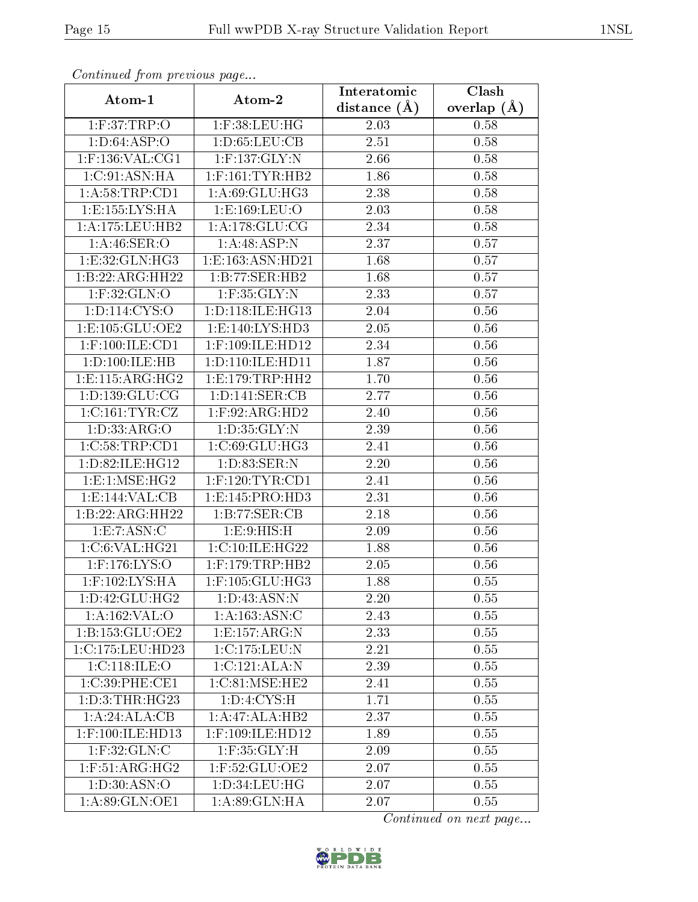*Continued from previous page...*

| Atom-1 | Atom-2 | Interatomic distance (Å) | Clash overlap (Å) |
|---|---|---|---|
| 1:F:37:TRP:O | 1:F:38:LEU:HG | 2.03 | 0.58 |
| 1:D:64:ASP:O | 1:D:65:LEU:CB | 2.51 | 0.58 |
| 1:F:136:VAL:CG1 | 1:F:137:GLY:N | 2.66 | 0.58 |
| 1:C:91:ASN:HA | 1:F:161:TYR:HB2 | 1.86 | 0.58 |
| 1:A:58:TRP:CD1 | 1:A:69:GLU:HG3 | 2.38 | 0.58 |
| 1:E:155:LYS:HA | 1:E:169:LEU:O | 2.03 | 0.58 |
| 1:A:175:LEU:HB2 | 1:A:178:GLU:CG | 2.34 | 0.58 |
| 1:A:46:SER:O | 1:A:48:ASP:N | 2.37 | 0.57 |
| 1:E:32:GLN:HG3 | 1:E:163:ASN:HD21 | 1.68 | 0.57 |
| 1:B:22:ARG:HH22 | 1:B:77:SER:HB2 | 1.68 | 0.57 |
| 1:F:32:GLN:O | 1:F:35:GLY:N | 2.33 | 0.57 |
| 1:D:114:CYS:O | 1:D:118:ILE:HG13 | 2.04 | 0.56 |
| 1:E:105:GLU:OE2 | 1:E:140:LYS:HD3 | 2.05 | 0.56 |
| 1:F:100:ILE:CD1 | 1:F:109:ILE:HD12 | 2.34 | 0.56 |
| 1:D:100:ILE:HB | 1:D:110:ILE:HD11 | 1.87 | 0.56 |
| 1:E:115:ARG:HG2 | 1:E:179:TRP:HH2 | 1.70 | 0.56 |
| 1:D:139:GLU:CG | 1:D:141:SER:CB | 2.77 | 0.56 |
| 1:C:161:TYR:CZ | 1:F:92:ARG:HD2 | 2.40 | 0.56 |
| 1:D:33:ARG:O | 1:D:35:GLY:N | 2.39 | 0.56 |
| 1:C:58:TRP:CD1 | 1:C:69:GLU:HG3 | 2.41 | 0.56 |
| 1:D:82:ILE:HG12 | 1:D:83:SER:N | 2.20 | 0.56 |
| 1:E:1:MSE:HG2 | 1:F:120:TYR:CD1 | 2.41 | 0.56 |
| 1:E:144:VAL:CB | 1:E:145:PRO:HD3 | 2.31 | 0.56 |
| 1:B:22:ARG:HH22 | 1:B:77:SER:CB | 2.18 | 0.56 |
| 1:E:7:ASN:C | 1:E:9:HIS:H | 2.09 | 0.56 |
| 1:C:6:VAL:HG21 | 1:C:10:ILE:HG22 | 1.88 | 0.56 |
| 1:F:176:LYS:O | 1:F:179:TRP:HB2 | 2.05 | 0.56 |
| 1:F:102:LYS:HA | 1:F:105:GLU:HG3 | 1.88 | 0.55 |
| 1:D:42:GLU:HG2 | 1:D:43:ASN:N | 2.20 | 0.55 |
| 1:A:162:VAL:O | 1:A:163:ASN:C | 2.43 | 0.55 |
| 1:B:153:GLU:OE2 | 1:E:157:ARG:N | 2.33 | 0.55 |
| 1:C:175:LEU:HD23 | 1:C:175:LEU:N | 2.21 | 0.55 |
| 1:C:118:ILE:O | 1:C:121:ALA:N | 2.39 | 0.55 |
| 1:C:39:PHE:CE1 | 1:C:81:MSE:HE2 | 2.41 | 0.55 |
| 1:D:3:THR:HG23 | 1:D:4:CYS:H | 1.71 | 0.55 |
| 1:A:24:ALA:CB | 1:A:47:ALA:HB2 | 2.37 | 0.55 |
| 1:F:100:ILE:HD13 | 1:F:109:ILE:HD12 | 1.89 | 0.55 |
| 1:F:32:GLN:C | 1:F:35:GLY:H | 2.09 | 0.55 |
| 1:F:51:ARG:HG2 | 1:F:52:GLU:OE2 | 2.07 | 0.55 |
| 1:D:30:ASN:O | 1:D:34:LEU:HG | 2.07 | 0.55 |
| 1:A:89:GLN:OE1 | 1:A:89:GLN:HA | 2.07 | 0.55 |

*Continued on next page...*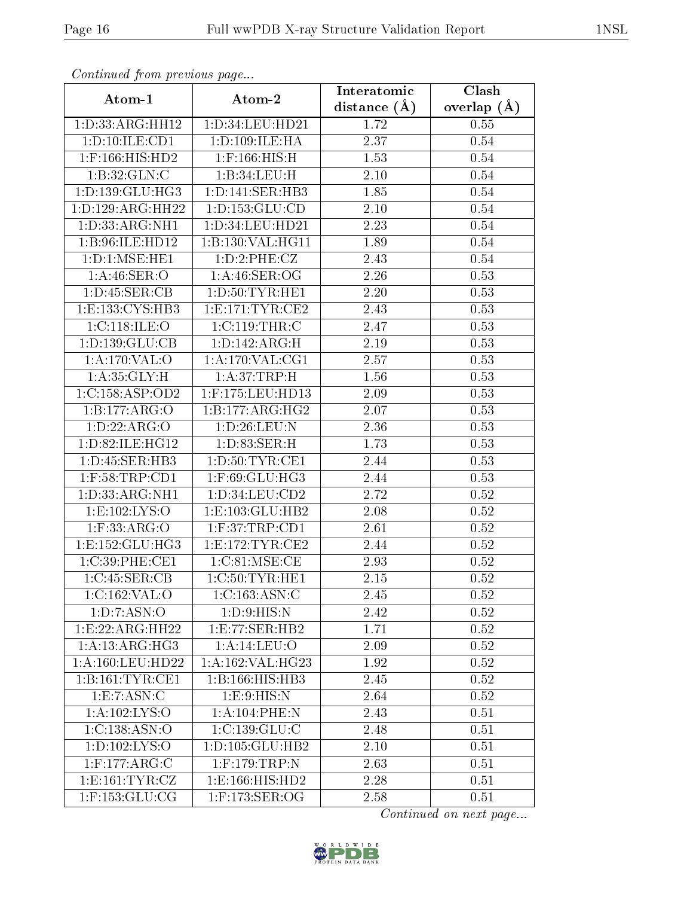*Continued from previous page...*

| Atom-1 | Atom-2 | Interatomic distance (Å) | Clash overlap (Å) |
|---|---|---|---|
| 1:D:33:ARG:HH12 | 1:D:34:LEU:HD21 | 1.72 | 0.55 |
| 1:D:10:ILE:CD1 | 1:D:109:ILE:HA | 2.37 | 0.54 |
| 1:F:166:HIS:HD2 | 1:F:166:HIS:H | 1.53 | 0.54 |
| 1:B:32:GLN:C | 1:B:34:LEU:H | 2.10 | 0.54 |
| 1:D:139:GLU:HG3 | 1:D:141:SER:HB3 | 1.85 | 0.54 |
| 1:D:129:ARG:HH22 | 1:D:153:GLU:CD | 2.10 | 0.54 |
| 1:D:33:ARG:NH1 | 1:D:34:LEU:HD21 | 2.23 | 0.54 |
| 1:B:96:ILE:HD12 | 1:B:130:VAL:HG11 | 1.89 | 0.54 |
| 1:D:1:MSE:HE1 | 1:D:2:PHE:CZ | 2.43 | 0.54 |
| 1:A:46:SER:O | 1:A:46:SER:OG | 2.26 | 0.53 |
| 1:D:45:SER:CB | 1:D:50:TYR:HE1 | 2.20 | 0.53 |
| 1:E:133:CYS:HB3 | 1:E:171:TYR:CE2 | 2.43 | 0.53 |
| 1:C:118:ILE:O | 1:C:119:THR:C | 2.47 | 0.53 |
| 1:D:139:GLU:CB | 1:D:142:ARG:H | 2.19 | 0.53 |
| 1:A:170:VAL:O | 1:A:170:VAL:CG1 | 2.57 | 0.53 |
| 1:A:35:GLY:H | 1:A:37:TRP:H | 1.56 | 0.53 |
| 1:C:158:ASP:OD2 | 1:F:175:LEU:HD13 | 2.09 | 0.53 |
| 1:B:177:ARG:O | 1:B:177:ARG:HG2 | 2.07 | 0.53 |
| 1:D:22:ARG:O | 1:D:26:LEU:N | 2.36 | 0.53 |
| 1:D:82:ILE:HG12 | 1:D:83:SER:H | 1.73 | 0.53 |
| 1:D:45:SER:HB3 | 1:D:50:TYR:CE1 | 2.44 | 0.53 |
| 1:F:58:TRP:CD1 | 1:F:69:GLU:HG3 | 2.44 | 0.53 |
| 1:D:33:ARG:NH1 | 1:D:34:LEU:CD2 | 2.72 | 0.52 |
| 1:E:102:LYS:O | 1:E:103:GLU:HB2 | 2.08 | 0.52 |
| 1:F:33:ARG:O | 1:F:37:TRP:CD1 | 2.61 | 0.52 |
| 1:E:152:GLU:HG3 | 1:E:172:TYR:CE2 | 2.44 | 0.52 |
| 1:C:39:PHE:CE1 | 1:C:81:MSE:CE | 2.93 | 0.52 |
| 1:C:45:SER:CB | 1:C:50:TYR:HE1 | 2.15 | 0.52 |
| 1:C:162:VAL:O | 1:C:163:ASN:C | 2.45 | 0.52 |
| 1:D:7:ASN:O | 1:D:9:HIS:N | 2.42 | 0.52 |
| 1:E:22:ARG:HH22 | 1:E:77:SER:HB2 | 1.71 | 0.52 |
| 1:A:13:ARG:HG3 | 1:A:14:LEU:O | 2.09 | 0.52 |
| 1:A:160:LEU:HD22 | 1:A:162:VAL:HG23 | 1.92 | 0.52 |
| 1:B:161:TYR:CE1 | 1:B:166:HIS:HB3 | 2.45 | 0.52 |
| 1:E:7:ASN:C | 1:E:9:HIS:N | 2.64 | 0.52 |
| 1:A:102:LYS:O | 1:A:104:PHE:N | 2.43 | 0.51 |
| 1:C:138:ASN:O | 1:C:139:GLU:C | 2.48 | 0.51 |
| 1:D:102:LYS:O | 1:D:105:GLU:HB2 | 2.10 | 0.51 |
| 1:F:177:ARG:C | 1:F:179:TRP:N | 2.63 | 0.51 |
| 1:E:161:TYR:CZ | 1:E:166:HIS:HD2 | 2.28 | 0.51 |
| 1:F:153:GLU:CG | 1:F:173:SER:OG | 2.58 | 0.51 |

*Continued on next page...*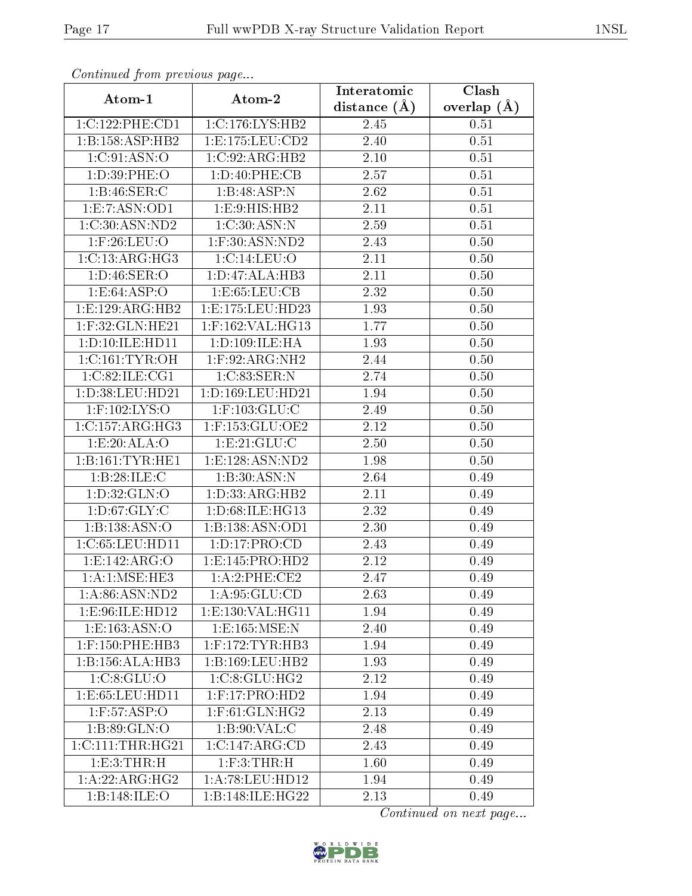*Continued from previous page...*

| Atom-1 | Atom-2 | Interatomic distance (Å) | Clash overlap (Å) |
|---|---|---|---|
| 1:C:122:PHE:CD1 | 1:C:176:LYS:HB2 | 2.45 | 0.51 |
| 1:B:158:ASP:HB2 | 1:E:175:LEU:CD2 | 2.40 | 0.51 |
| 1:C:91:ASN:O | 1:C:92:ARG:HB2 | 2.10 | 0.51 |
| 1:D:39:PHE:O | 1:D:40:PHE:CB | 2.57 | 0.51 |
| 1:B:46:SER:C | 1:B:48:ASP:N | 2.62 | 0.51 |
| 1:E:7:ASN:OD1 | 1:E:9:HIS:HB2 | 2.11 | 0.51 |
| 1:C:30:ASN:ND2 | 1:C:30:ASN:N | 2.59 | 0.51 |
| 1:F:26:LEU:O | 1:F:30:ASN:ND2 | 2.43 | 0.50 |
| 1:C:13:ARG:HG3 | 1:C:14:LEU:O | 2.11 | 0.50 |
| 1:D:46:SER:O | 1:D:47:ALA:HB3 | 2.11 | 0.50 |
| 1:E:64:ASP:O | 1:E:65:LEU:CB | 2.32 | 0.50 |
| 1:E:129:ARG:HB2 | 1:E:175:LEU:HD23 | 1.93 | 0.50 |
| 1:F:32:GLN:HE21 | 1:F:162:VAL:HG13 | 1.77 | 0.50 |
| 1:D:10:ILE:HD11 | 1:D:109:ILE:HA | 1.93 | 0.50 |
| 1:C:161:TYR:OH | 1:F:92:ARG:NH2 | 2.44 | 0.50 |
| 1:C:82:ILE:CG1 | 1:C:83:SER:N | 2.74 | 0.50 |
| 1:D:38:LEU:HD21 | 1:D:169:LEU:HD21 | 1.94 | 0.50 |
| 1:F:102:LYS:O | 1:F:103:GLU:C | 2.49 | 0.50 |
| 1:C:157:ARG:HG3 | 1:F:153:GLU:OE2 | 2.12 | 0.50 |
| 1:E:20:ALA:O | 1:E:21:GLU:C | 2.50 | 0.50 |
| 1:B:161:TYR:HE1 | 1:E:128:ASN:ND2 | 1.98 | 0.50 |
| 1:B:28:ILE:C | 1:B:30:ASN:N | 2.64 | 0.49 |
| 1:D:32:GLN:O | 1:D:33:ARG:HB2 | 2.11 | 0.49 |
| 1:D:67:GLY:C | 1:D:68:ILE:HG13 | 2.32 | 0.49 |
| 1:B:138:ASN:O | 1:B:138:ASN:OD1 | 2.30 | 0.49 |
| 1:C:65:LEU:HD11 | 1:D:17:PRO:CD | 2.43 | 0.49 |
| 1:E:142:ARG:O | 1:E:145:PRO:HD2 | 2.12 | 0.49 |
| 1:A:1:MSE:HE3 | 1:A:2:PHE:CE2 | 2.47 | 0.49 |
| 1:A:86:ASN:ND2 | 1:A:95:GLU:CD | 2.63 | 0.49 |
| 1:E:96:ILE:HD12 | 1:E:130:VAL:HG11 | 1.94 | 0.49 |
| 1:E:163:ASN:O | 1:E:165:MSE:N | 2.40 | 0.49 |
| 1:F:150:PHE:HB3 | 1:F:172:TYR:HB3 | 1.94 | 0.49 |
| 1:B:156:ALA:HB3 | 1:B:169:LEU:HB2 | 1.93 | 0.49 |
| 1:C:8:GLU:O | 1:C:8:GLU:HG2 | 2.12 | 0.49 |
| 1:E:65:LEU:HD11 | 1:F:17:PRO:HD2 | 1.94 | 0.49 |
| 1:F:57:ASP:O | 1:F:61:GLN:HG2 | 2.13 | 0.49 |
| 1:B:89:GLN:O | 1:B:90:VAL:C | 2.48 | 0.49 |
| 1:C:111:THR:HG21 | 1:C:147:ARG:CD | 2.43 | 0.49 |
| 1:E:3:THR:H | 1:F:3:THR:H | 1.60 | 0.49 |
| 1:A:22:ARG:HG2 | 1:A:78:LEU:HD12 | 1.94 | 0.49 |
| 1:B:148:ILE:O | 1:B:148:ILE:HG22 | 2.13 | 0.49 |

*Continued on next page...*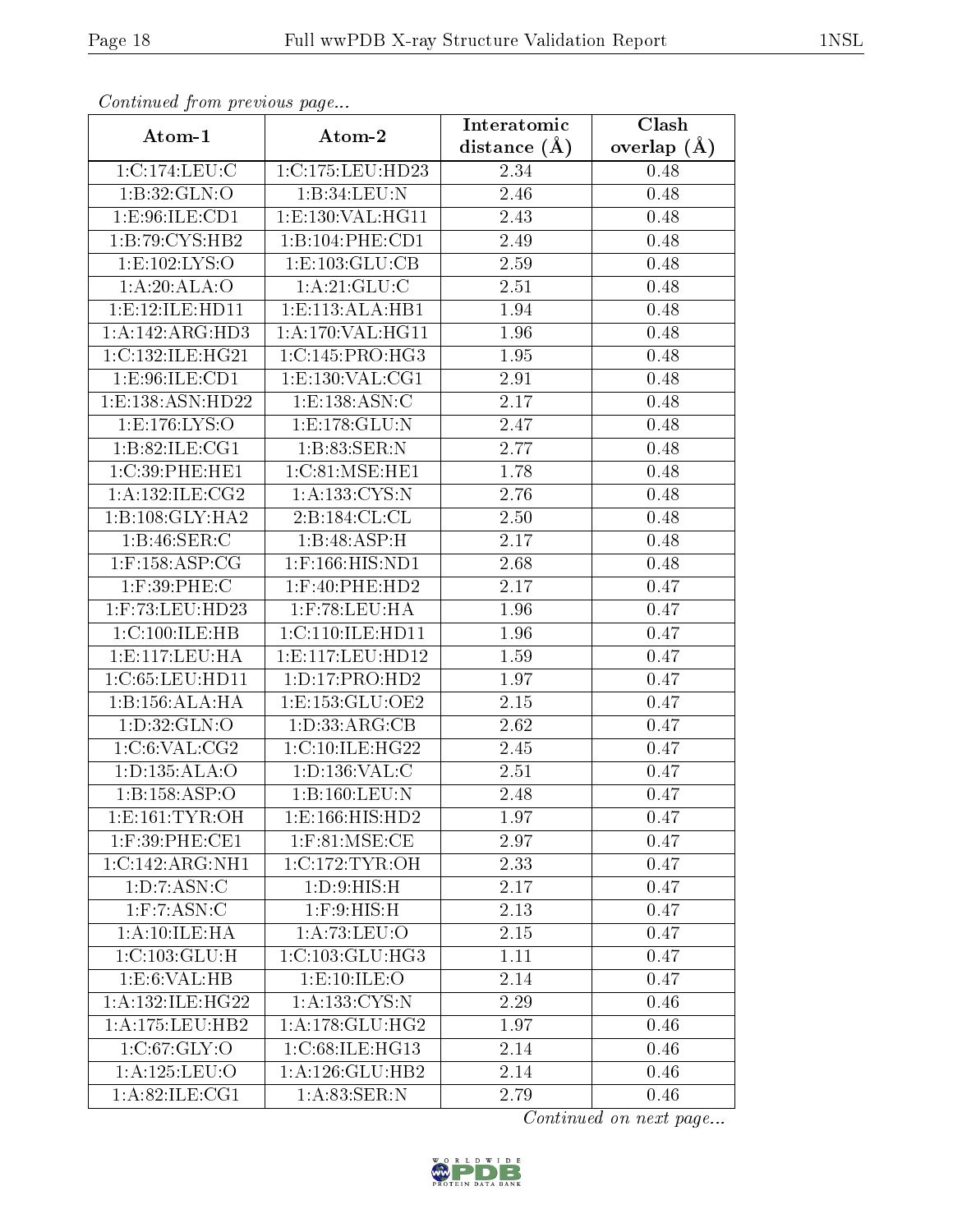*Continued from previous page...*

| Atom-1 | Atom-2 | Interatomic distance (Å) | Clash overlap (Å) |
|---|---|---|---|
| 1:C:174:LEU:C | 1:C:175:LEU:HD23 | 2.34 | 0.48 |
| 1:B:32:GLN:O | 1:B:34:LEU:N | 2.46 | 0.48 |
| 1:E:96:ILE:CD1 | 1:E:130:VAL:HG11 | 2.43 | 0.48 |
| 1:B:79:CYS:HB2 | 1:B:104:PHE:CD1 | 2.49 | 0.48 |
| 1:E:102:LYS:O | 1:E:103:GLU:CB | 2.59 | 0.48 |
| 1:A:20:ALA:O | 1:A:21:GLU:C | 2.51 | 0.48 |
| 1:E:12:ILE:HD11 | 1:E:113:ALA:HB1 | 1.94 | 0.48 |
| 1:A:142:ARG:HD3 | 1:A:170:VAL:HG11 | 1.96 | 0.48 |
| 1:C:132:ILE:HG21 | 1:C:145:PRO:HG3 | 1.95 | 0.48 |
| 1:E:96:ILE:CD1 | 1:E:130:VAL:CG1 | 2.91 | 0.48 |
| 1:E:138:ASN:HD22 | 1:E:138:ASN:C | 2.17 | 0.48 |
| 1:E:176:LYS:O | 1:E:178:GLU:N | 2.47 | 0.48 |
| 1:B:82:ILE:CG1 | 1:B:83:SER:N | 2.77 | 0.48 |
| 1:C:39:PHE:HE1 | 1:C:81:MSE:HE1 | 1.78 | 0.48 |
| 1:A:132:ILE:CG2 | 1:A:133:CYS:N | 2.76 | 0.48 |
| 1:B:108:GLY:HA2 | 2:B:184:CL:CL | 2.50 | 0.48 |
| 1:B:46:SER:C | 1:B:48:ASP:H | 2.17 | 0.48 |
| 1:F:158:ASP:CG | 1:F:166:HIS:ND1 | 2.68 | 0.48 |
| 1:F:39:PHE:C | 1:F:40:PHE:HD2 | 2.17 | 0.47 |
| 1:F:73:LEU:HD23 | 1:F:78:LEU:HA | 1.96 | 0.47 |
| 1:C:100:ILE:HB | 1:C:110:ILE:HD11 | 1.96 | 0.47 |
| 1:E:117:LEU:HA | 1:E:117:LEU:HD12 | 1.59 | 0.47 |
| 1:C:65:LEU:HD11 | 1:D:17:PRO:HD2 | 1.97 | 0.47 |
| 1:B:156:ALA:HA | 1:E:153:GLU:OE2 | 2.15 | 0.47 |
| 1:D:32:GLN:O | 1:D:33:ARG:CB | 2.62 | 0.47 |
| 1:C:6:VAL:CG2 | 1:C:10:ILE:HG22 | 2.45 | 0.47 |
| 1:D:135:ALA:O | 1:D:136:VAL:C | 2.51 | 0.47 |
| 1:B:158:ASP:O | 1:B:160:LEU:N | 2.48 | 0.47 |
| 1:E:161:TYR:OH | 1:E:166:HIS:HD2 | 1.97 | 0.47 |
| 1:F:39:PHE:CE1 | 1:F:81:MSE:CE | 2.97 | 0.47 |
| 1:C:142:ARG:NH1 | 1:C:172:TYR:OH | 2.33 | 0.47 |
| 1:D:7:ASN:C | 1:D:9:HIS:H | 2.17 | 0.47 |
| 1:F:7:ASN:C | 1:F:9:HIS:H | 2.13 | 0.47 |
| 1:A:10:ILE:HA | 1:A:73:LEU:O | 2.15 | 0.47 |
| 1:C:103:GLU:H | 1:C:103:GLU:HG3 | 1.11 | 0.47 |
| 1:E:6:VAL:HB | 1:E:10:ILE:O | 2.14 | 0.47 |
| 1:A:132:ILE:HG22 | 1:A:133:CYS:N | 2.29 | 0.46 |
| 1:A:175:LEU:HB2 | 1:A:178:GLU:HG2 | 1.97 | 0.46 |
| 1:C:67:GLY:O | 1:C:68:ILE:HG13 | 2.14 | 0.46 |
| 1:A:125:LEU:O | 1:A:126:GLU:HB2 | 2.14 | 0.46 |
| 1:A:82:ILE:CG1 | 1:A:83:SER:N | 2.79 | 0.46 |

*Continued on next page...*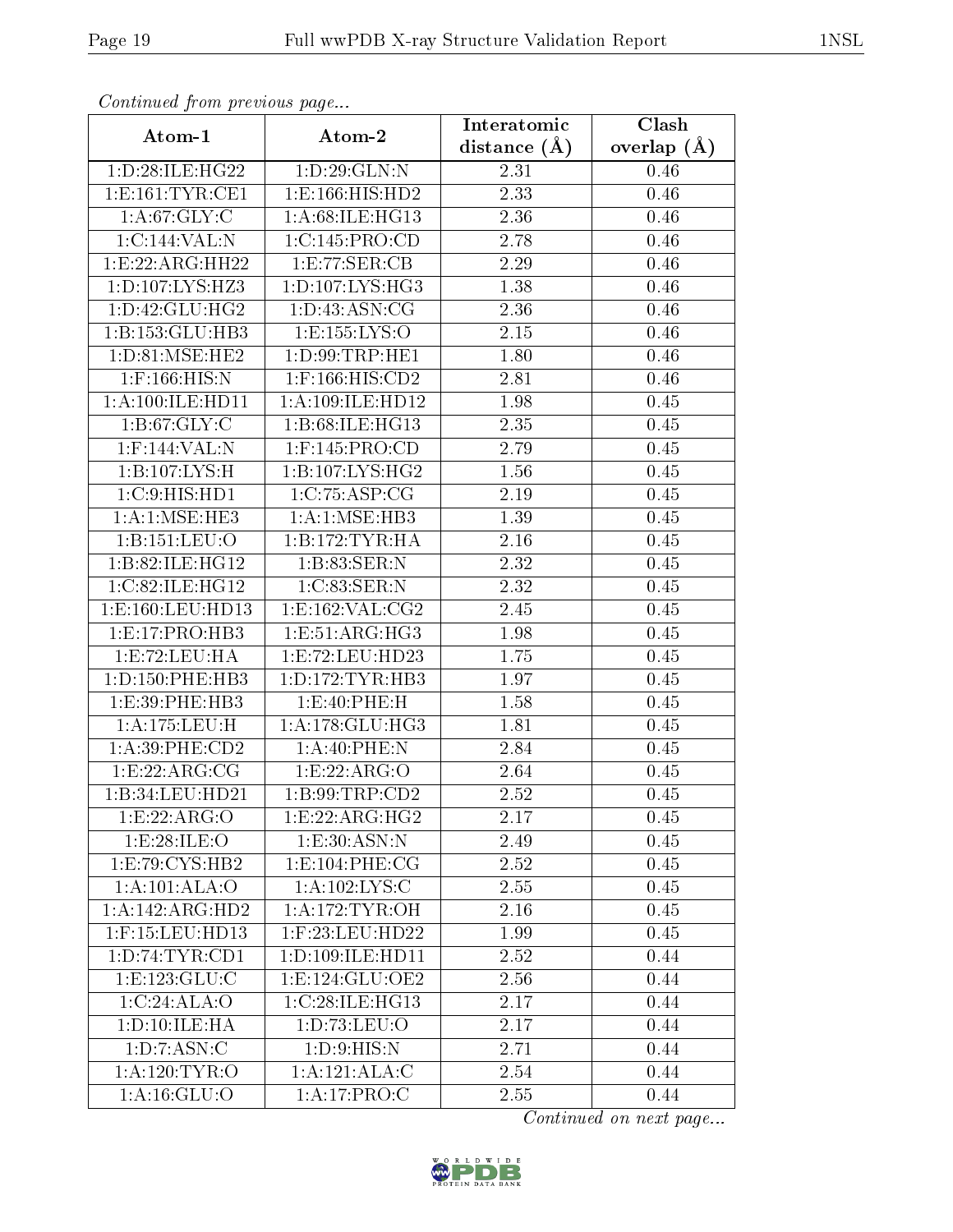*Continued from previous page...*

| Atom-1 | Atom-2 | Interatomic distance (Å) | Clash overlap (Å) |
| --- | --- | --- | --- |
| 1:D:28:ILE:HG22 | 1:D:29:GLN:N | 2.31 | 0.46 |
| 1:E:161:TYR:CE1 | 1:E:166:HIS:HD2 | 2.33 | 0.46 |
| 1:A:67:GLY:C | 1:A:68:ILE:HG13 | 2.36 | 0.46 |
| 1:C:144:VAL:N | 1:C:145:PRO:CD | 2.78 | 0.46 |
| 1:E:22:ARG:HH22 | 1:E:77:SER:CB | 2.29 | 0.46 |
| 1:D:107:LYS:HZ3 | 1:D:107:LYS:HG3 | 1.38 | 0.46 |
| 1:D:42:GLU:HG2 | 1:D:43:ASN:CG | 2.36 | 0.46 |
| 1:B:153:GLU:HB3 | 1:E:155:LYS:O | 2.15 | 0.46 |
| 1:D:81:MSE:HE2 | 1:D:99:TRP:HE1 | 1.80 | 0.46 |
| 1:F:166:HIS:N | 1:F:166:HIS:CD2 | 2.81 | 0.46 |
| 1:A:100:ILE:HD11 | 1:A:109:ILE:HD12 | 1.98 | 0.45 |
| 1:B:67:GLY:C | 1:B:68:ILE:HG13 | 2.35 | 0.45 |
| 1:F:144:VAL:N | 1:F:145:PRO:CD | 2.79 | 0.45 |
| 1:B:107:LYS:H | 1:B:107:LYS:HG2 | 1.56 | 0.45 |
| 1:C:9:HIS:HD1 | 1:C:75:ASP:CG | 2.19 | 0.45 |
| 1:A:1:MSE:HE3 | 1:A:1:MSE:HB3 | 1.39 | 0.45 |
| 1:B:151:LEU:O | 1:B:172:TYR:HA | 2.16 | 0.45 |
| 1:B:82:ILE:HG12 | 1:B:83:SER:N | 2.32 | 0.45 |
| 1:C:82:ILE:HG12 | 1:C:83:SER:N | 2.32 | 0.45 |
| 1:E:160:LEU:HD13 | 1:E:162:VAL:CG2 | 2.45 | 0.45 |
| 1:E:17:PRO:HB3 | 1:E:51:ARG:HG3 | 1.98 | 0.45 |
| 1:E:72:LEU:HA | 1:E:72:LEU:HD23 | 1.75 | 0.45 |
| 1:D:150:PHE:HB3 | 1:D:172:TYR:HB3 | 1.97 | 0.45 |
| 1:E:39:PHE:HB3 | 1:E:40:PHE:H | 1.58 | 0.45 |
| 1:A:175:LEU:H | 1:A:178:GLU:HG3 | 1.81 | 0.45 |
| 1:A:39:PHE:CD2 | 1:A:40:PHE:N | 2.84 | 0.45 |
| 1:E:22:ARG:CG | 1:E:22:ARG:O | 2.64 | 0.45 |
| 1:B:34:LEU:HD21 | 1:B:99:TRP:CD2 | 2.52 | 0.45 |
| 1:E:22:ARG:O | 1:E:22:ARG:HG2 | 2.17 | 0.45 |
| 1:E:28:ILE:O | 1:E:30:ASN:N | 2.49 | 0.45 |
| 1:E:79:CYS:HB2 | 1:E:104:PHE:CG | 2.52 | 0.45 |
| 1:A:101:ALA:O | 1:A:102:LYS:C | 2.55 | 0.45 |
| 1:A:142:ARG:HD2 | 1:A:172:TYR:OH | 2.16 | 0.45 |
| 1:F:15:LEU:HD13 | 1:F:23:LEU:HD22 | 1.99 | 0.45 |
| 1:D:74:TYR:CD1 | 1:D:109:ILE:HD11 | 2.52 | 0.44 |
| 1:E:123:GLU:C | 1:E:124:GLU:OE2 | 2.56 | 0.44 |
| 1:C:24:ALA:O | 1:C:28:ILE:HG13 | 2.17 | 0.44 |
| 1:D:10:ILE:HA | 1:D:73:LEU:O | 2.17 | 0.44 |
| 1:D:7:ASN:C | 1:D:9:HIS:N | 2.71 | 0.44 |
| 1:A:120:TYR:O | 1:A:121:ALA:C | 2.54 | 0.44 |
| 1:A:16:GLU:O | 1:A:17:PRO:C | 2.55 | 0.44 |

*Continued on next page...*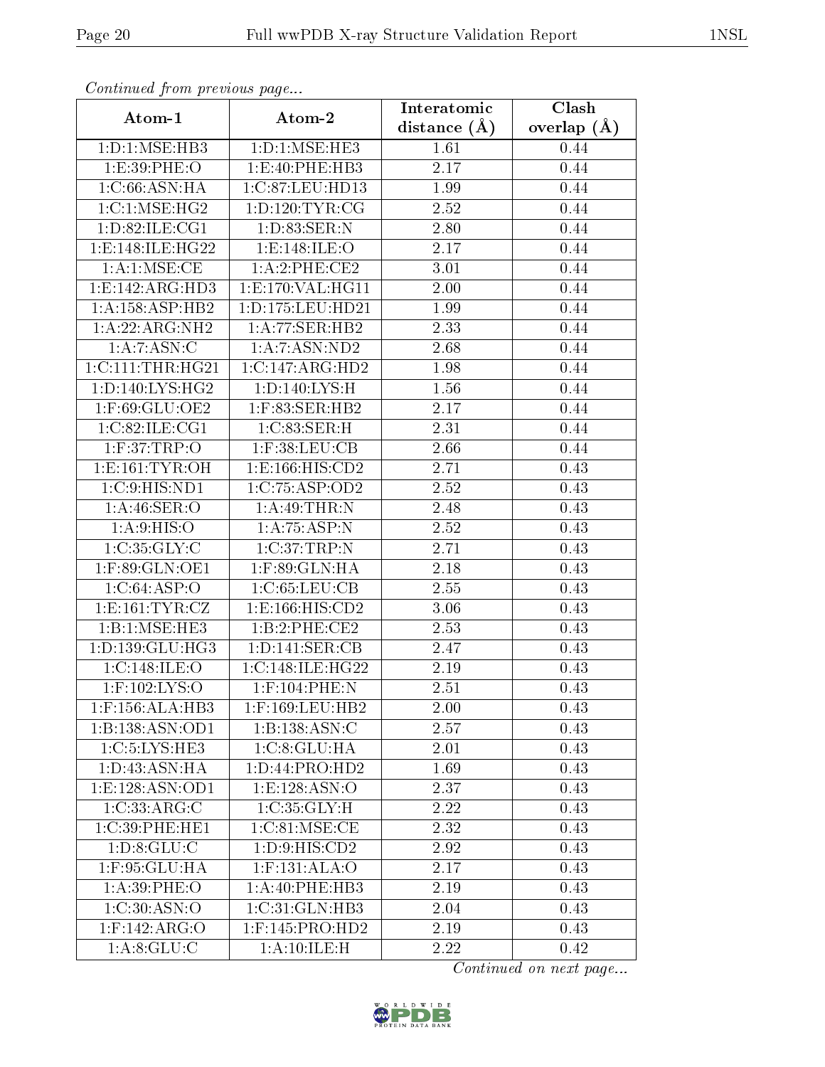*Continued from previous page...*

| Atom-1 | Atom-2 | Interatomic distance (Å) | Clash overlap (Å) |
|---|---|---|---|
| 1:D:1:MSE:HB3 | 1:D:1:MSE:HE3 | 1.61 | 0.44 |
| 1:E:39:PHE:O | 1:E:40:PHE:HB3 | 2.17 | 0.44 |
| 1:C:66:ASN:HA | 1:C:87:LEU:HD13 | 1.99 | 0.44 |
| 1:C:1:MSE:HG2 | 1:D:120:TYR:CG | 2.52 | 0.44 |
| 1:D:82:ILE:CG1 | 1:D:83:SER:N | 2.80 | 0.44 |
| 1:E:148:ILE:HG22 | 1:E:148:ILE:O | 2.17 | 0.44 |
| 1:A:1:MSE:CE | 1:A:2:PHE:CE2 | 3.01 | 0.44 |
| 1:E:142:ARG:HD3 | 1:E:170:VAL:HG11 | 2.00 | 0.44 |
| 1:A:158:ASP:HB2 | 1:D:175:LEU:HD21 | 1.99 | 0.44 |
| 1:A:22:ARG:NH2 | 1:A:77:SER:HB2 | 2.33 | 0.44 |
| 1:A:7:ASN:C | 1:A:7:ASN:ND2 | 2.68 | 0.44 |
| 1:C:111:THR:HG21 | 1:C:147:ARG:HD2 | 1.98 | 0.44 |
| 1:D:140:LYS:HG2 | 1:D:140:LYS:H | 1.56 | 0.44 |
| 1:F:69:GLU:OE2 | 1:F:83:SER:HB2 | 2.17 | 0.44 |
| 1:C:82:ILE:CG1 | 1:C:83:SER:H | 2.31 | 0.44 |
| 1:F:37:TRP:O | 1:F:38:LEU:CB | 2.66 | 0.44 |
| 1:E:161:TYR:OH | 1:E:166:HIS:CD2 | 2.71 | 0.43 |
| 1:C:9:HIS:ND1 | 1:C:75:ASP:OD2 | 2.52 | 0.43 |
| 1:A:46:SER:O | 1:A:49:THR:N | 2.48 | 0.43 |
| 1:A:9:HIS:O | 1:A:75:ASP:N | 2.52 | 0.43 |
| 1:C:35:GLY:C | 1:C:37:TRP:N | 2.71 | 0.43 |
| 1:F:89:GLN:OE1 | 1:F:89:GLN:HA | 2.18 | 0.43 |
| 1:C:64:ASP:O | 1:C:65:LEU:CB | 2.55 | 0.43 |
| 1:E:161:TYR:CZ | 1:E:166:HIS:CD2 | 3.06 | 0.43 |
| 1:B:1:MSE:HE3 | 1:B:2:PHE:CE2 | 2.53 | 0.43 |
| 1:D:139:GLU:HG3 | 1:D:141:SER:CB | 2.47 | 0.43 |
| 1:C:148:ILE:O | 1:C:148:ILE:HG22 | 2.19 | 0.43 |
| 1:F:102:LYS:O | 1:F:104:PHE:N | 2.51 | 0.43 |
| 1:F:156:ALA:HB3 | 1:F:169:LEU:HB2 | 2.00 | 0.43 |
| 1:B:138:ASN:OD1 | 1:B:138:ASN:C | 2.57 | 0.43 |
| 1:C:5:LYS:HE3 | 1:C:8:GLU:HA | 2.01 | 0.43 |
| 1:D:43:ASN:HA | 1:D:44:PRO:HD2 | 1.69 | 0.43 |
| 1:E:128:ASN:OD1 | 1:E:128:ASN:O | 2.37 | 0.43 |
| 1:C:33:ARG:C | 1:C:35:GLY:H | 2.22 | 0.43 |
| 1:C:39:PHE:HE1 | 1:C:81:MSE:CE | 2.32 | 0.43 |
| 1:D:8:GLU:C | 1:D:9:HIS:CD2 | 2.92 | 0.43 |
| 1:F:95:GLU:HA | 1:F:131:ALA:O | 2.17 | 0.43 |
| 1:A:39:PHE:O | 1:A:40:PHE:HB3 | 2.19 | 0.43 |
| 1:C:30:ASN:O | 1:C:31:GLN:HB3 | 2.04 | 0.43 |
| 1:F:142:ARG:O | 1:F:145:PRO:HD2 | 2.19 | 0.43 |
| 1:A:8:GLU:C | 1:A:10:ILE:H | 2.22 | 0.42 |

*Continued on next page...*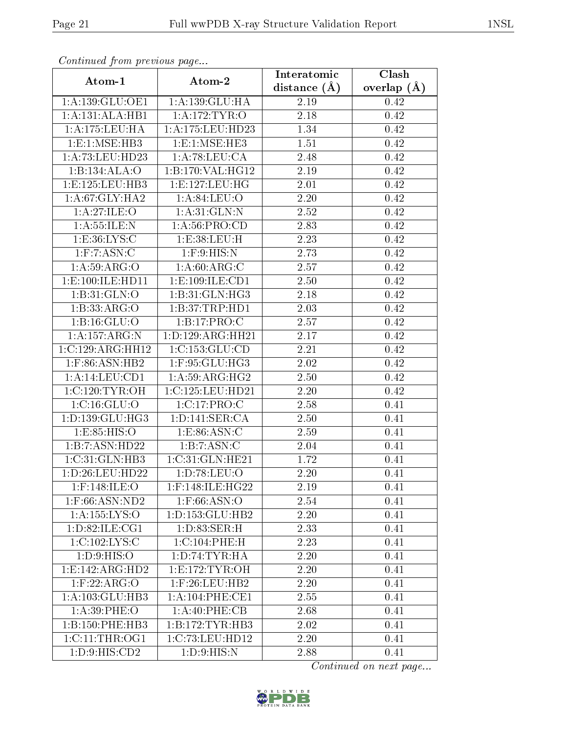*Continued from previous page...*

| Atom-1 | Atom-2 | Interatomic distance (Å) | Clash overlap (Å) |
|---|---|---|---|
| 1:A:139:GLU:OE1 | 1:A:139:GLU:HA | 2.19 | 0.42 |
| 1:A:131:ALA:HB1 | 1:A:172:TYR:O | 2.18 | 0.42 |
| 1:A:175:LEU:HA | 1:A:175:LEU:HD23 | 1.34 | 0.42 |
| 1:E:1:MSE:HB3 | 1:E:1:MSE:HE3 | 1.51 | 0.42 |
| 1:A:73:LEU:HD23 | 1:A:78:LEU:CA | 2.48 | 0.42 |
| 1:B:134:ALA:O | 1:B:170:VAL:HG12 | 2.19 | 0.42 |
| 1:E:125:LEU:HB3 | 1:E:127:LEU:HG | 2.01 | 0.42 |
| 1:A:67:GLY:HA2 | 1:A:84:LEU:O | 2.20 | 0.42 |
| 1:A:27:ILE:O | 1:A:31:GLN:N | 2.52 | 0.42 |
| 1:A:55:ILE:N | 1:A:56:PRO:CD | 2.83 | 0.42 |
| 1:E:36:LYS:C | 1:E:38:LEU:H | 2.23 | 0.42 |
| 1:F:7:ASN:C | 1:F:9:HIS:N | 2.73 | 0.42 |
| 1:A:59:ARG:O | 1:A:60:ARG:C | 2.57 | 0.42 |
| 1:E:100:ILE:HD11 | 1:E:109:ILE:CD1 | 2.50 | 0.42 |
| 1:B:31:GLN:O | 1:B:31:GLN:HG3 | 2.18 | 0.42 |
| 1:B:33:ARG:O | 1:B:37:TRP:HD1 | 2.03 | 0.42 |
| 1:B:16:GLU:O | 1:B:17:PRO:C | 2.57 | 0.42 |
| 1:A:157:ARG:N | 1:D:129:ARG:HH21 | 2.17 | 0.42 |
| 1:C:129:ARG:HH12 | 1:C:153:GLU:CD | 2.21 | 0.42 |
| 1:F:86:ASN:HB2 | 1:F:95:GLU:HG3 | 2.02 | 0.42 |
| 1:A:14:LEU:CD1 | 1:A:59:ARG:HG2 | 2.50 | 0.42 |
| 1:C:120:TYR:OH | 1:C:125:LEU:HD21 | 2.20 | 0.42 |
| 1:C:16:GLU:O | 1:C:17:PRO:C | 2.58 | 0.41 |
| 1:D:139:GLU:HG3 | 1:D:141:SER:CA | 2.50 | 0.41 |
| 1:E:85:HIS:O | 1:E:86:ASN:C | 2.59 | 0.41 |
| 1:B:7:ASN:HD22 | 1:B:7:ASN:C | 2.04 | 0.41 |
| 1:C:31:GLN:HB3 | 1:C:31:GLN:HE21 | 1.72 | 0.41 |
| 1:D:26:LEU:HD22 | 1:D:78:LEU:O | 2.20 | 0.41 |
| 1:F:148:ILE:O | 1:F:148:ILE:HG22 | 2.19 | 0.41 |
| 1:F:66:ASN:ND2 | 1:F:66:ASN:O | 2.54 | 0.41 |
| 1:A:155:LYS:O | 1:D:153:GLU:HB2 | 2.20 | 0.41 |
| 1:D:82:ILE:CG1 | 1:D:83:SER:H | 2.33 | 0.41 |
| 1:C:102:LYS:C | 1:C:104:PHE:H | 2.23 | 0.41 |
| 1:D:9:HIS:O | 1:D:74:TYR:HA | 2.20 | 0.41 |
| 1:E:142:ARG:HD2 | 1:E:172:TYR:OH | 2.20 | 0.41 |
| 1:F:22:ARG:O | 1:F:26:LEU:HB2 | 2.20 | 0.41 |
| 1:A:103:GLU:HB3 | 1:A:104:PHE:CE1 | 2.55 | 0.41 |
| 1:A:39:PHE:O | 1:A:40:PHE:CB | 2.68 | 0.41 |
| 1:B:150:PHE:HB3 | 1:B:172:TYR:HB3 | 2.02 | 0.41 |
| 1:C:11:THR:OG1 | 1:C:73:LEU:HD12 | 2.20 | 0.41 |
| 1:D:9:HIS:CD2 | 1:D:9:HIS:N | 2.88 | 0.41 |

*Continued on next page...*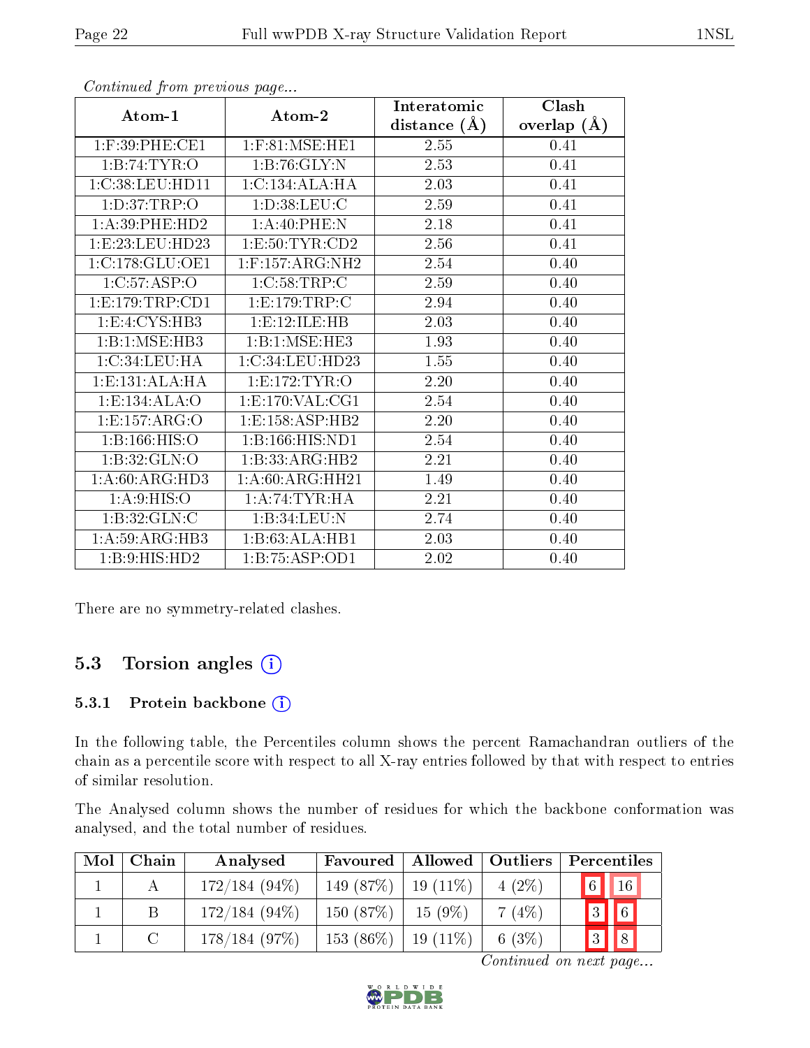*Continued from previous page...*

| Atom-1 | Atom-2 | Interatomic distance (Å) | Clash overlap (Å) |
|---|---|---|---|
| 1:F:39:PHE:CE1 | 1:F:81:MSE:HE1 | 2.55 | 0.41 |
| 1:B:74:TYR:O | 1:B:76:GLY:N | 2.53 | 0.41 |
| 1:C:38:LEU:HD11 | 1:C:134:ALA:HA | 2.03 | 0.41 |
| 1:D:37:TRP:O | 1:D:38:LEU:C | 2.59 | 0.41 |
| 1:A:39:PHE:HD2 | 1:A:40:PHE:N | 2.18 | 0.41 |
| 1:E:23:LEU:HD23 | 1:E:50:TYR:CD2 | 2.56 | 0.41 |
| 1:C:178:GLU:OE1 | 1:F:157:ARG:NH2 | 2.54 | 0.40 |
| 1:C:57:ASP:O | 1:C:58:TRP:C | 2.59 | 0.40 |
| 1:E:179:TRP:CD1 | 1:E:179:TRP:C | 2.94 | 0.40 |
| 1:E:4:CYS:HB3 | 1:E:12:ILE:HB | 2.03 | 0.40 |
| 1:B:1:MSE:HB3 | 1:B:1:MSE:HE3 | 1.93 | 0.40 |
| 1:C:34:LEU:HA | 1:C:34:LEU:HD23 | 1.55 | 0.40 |
| 1:E:131:ALA:HA | 1:E:172:TYR:O | 2.20 | 0.40 |
| 1:E:134:ALA:O | 1:E:170:VAL:CG1 | 2.54 | 0.40 |
| 1:E:157:ARG:O | 1:E:158:ASP:HB2 | 2.20 | 0.40 |
| 1:B:166:HIS:O | 1:B:166:HIS:ND1 | 2.54 | 0.40 |
| 1:B:32:GLN:O | 1:B:33:ARG:HB2 | 2.21 | 0.40 |
| 1:A:60:ARG:HD3 | 1:A:60:ARG:HH21 | 1.49 | 0.40 |
| 1:A:9:HIS:O | 1:A:74:TYR:HA | 2.21 | 0.40 |
| 1:B:32:GLN:C | 1:B:34:LEU:N | 2.74 | 0.40 |
| 1:A:59:ARG:HB3 | 1:B:63:ALA:HB1 | 2.03 | 0.40 |
| 1:B:9:HIS:HD2 | 1:B:75:ASP:OD1 | 2.02 | 0.40 |

There are no symmetry-related clashes.

## 5.3 Torsion angles

### 5.3.1 Protein backbone

In the following table, the Percentiles column shows the percent Ramachandran outliers of the chain as a percentile score with respect to all X-ray entries followed by that with respect to entries of similar resolution.

The Analysed column shows the number of residues for which the backbone conformation was analysed, and the total number of residues.

| Mol | Chain | Analysed | Favoured | Allowed | Outliers | Percentiles | |
|---|---|---|---|---|---|---|---|
| 1 | A | 172/184 (94%) | 149 (87%) | 19 (11%) | 4 (2%) | 6 | 16 |
| 1 | B | 172/184 (94%) | 150 (87%) | 15 (9%) | 7 (4%) | 3 | 6 |
| 1 | C | 178/184 (97%) | 153 (86%) | 19 (11%) | 6 (3%) | 3 | 8 |

*Continued on next page...*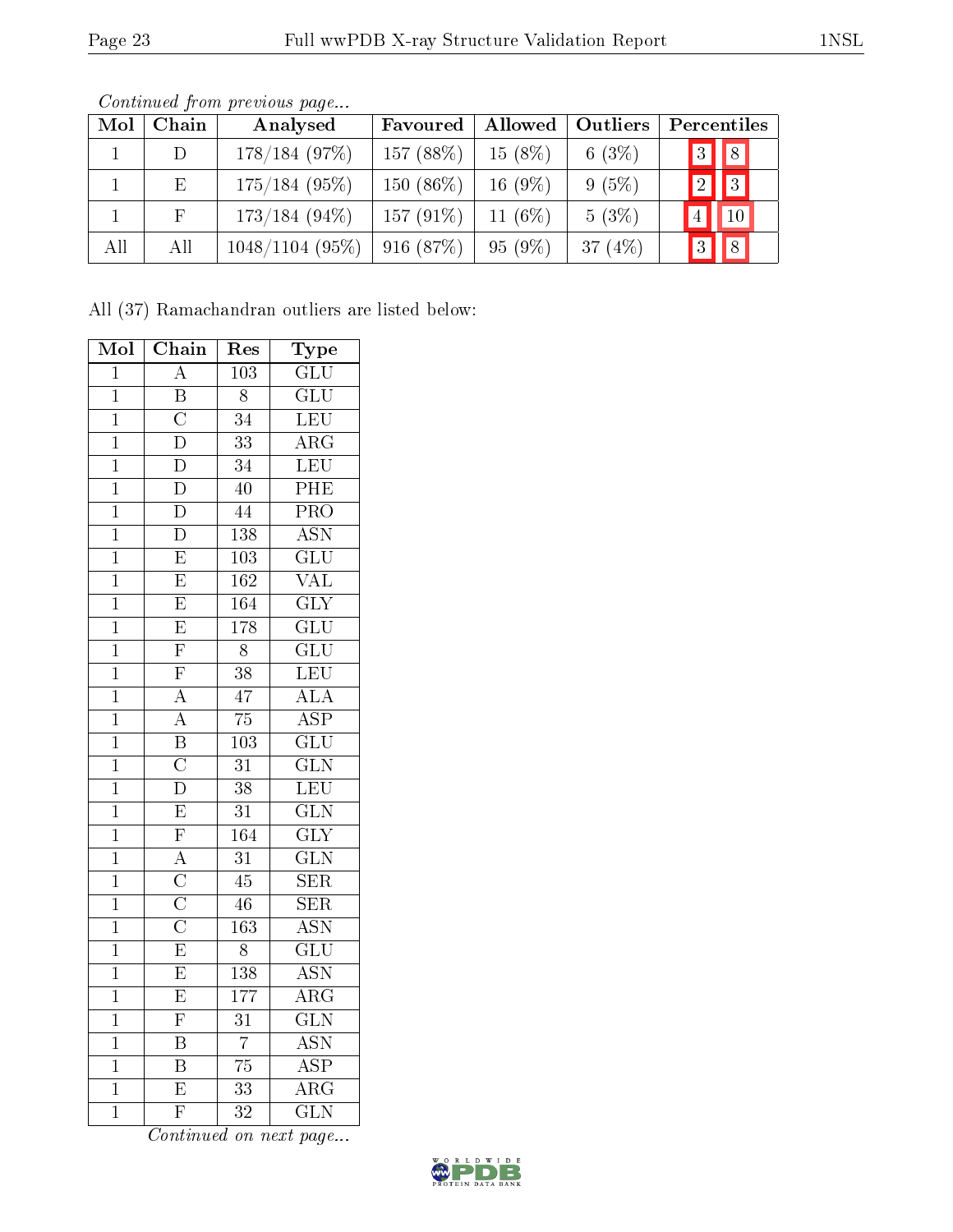*Continued from previous page...*

| Mol | Chain | Analysed | Favoured | Allowed | Outliers | Percentiles | |
|---|---|---|---|---|---|---|---|
| 1 | D | 178/184 (97%) | 157 (88%) | 15 (8%) | 6 (3%) | 3 | 8 |
| 1 | E | 175/184 (95%) | 150 (86%) | 16 (9%) | 9 (5%) | 2 | 3 |
| 1 | F | 173/184 (94%) | 157 (91%) | 11 (6%) | 5 (3%) | 4 | 10 |
| All | All | 1048/1104 (95%) | 916 (87%) | 95 (9%) | 37 (4%) | 3 | 8 |

All (37) Ramachandran outliers are listed below:

| Mol | Chain | Res | Type |
|---|---|---|---|
| 1 | A | 103 | GLU |
| 1 | B | 8 | GLU |
| 1 | C | 34 | LEU |
| 1 | D | 33 | ARG |
| 1 | D | 34 | LEU |
| 1 | D | 40 | PHE |
| 1 | D | 44 | PRO |
| 1 | D | 138 | ASN |
| 1 | E | 103 | GLU |
| 1 | E | 162 | VAL |
| 1 | E | 164 | GLY |
| 1 | E | 178 | GLU |
| 1 | F | 8 | GLU |
| 1 | F | 38 | LEU |
| 1 | A | 47 | ALA |
| 1 | A | 75 | ASP |
| 1 | B | 103 | GLU |
| 1 | C | 31 | GLN |
| 1 | D | 38 | LEU |
| 1 | E | 31 | GLN |
| 1 | F | 164 | GLY |
| 1 | A | 31 | GLN |
| 1 | C | 45 | SER |
| 1 | C | 46 | SER |
| 1 | C | 163 | ASN |
| 1 | E | 8 | GLU |
| 1 | E | 138 | ASN |
| 1 | E | 177 | ARG |
| 1 | F | 31 | GLN |
| 1 | B | 7 | ASN |
| 1 | B | 75 | ASP |
| 1 | E | 33 | ARG |
| 1 | F | 32 | GLN |

*Continued on next page...*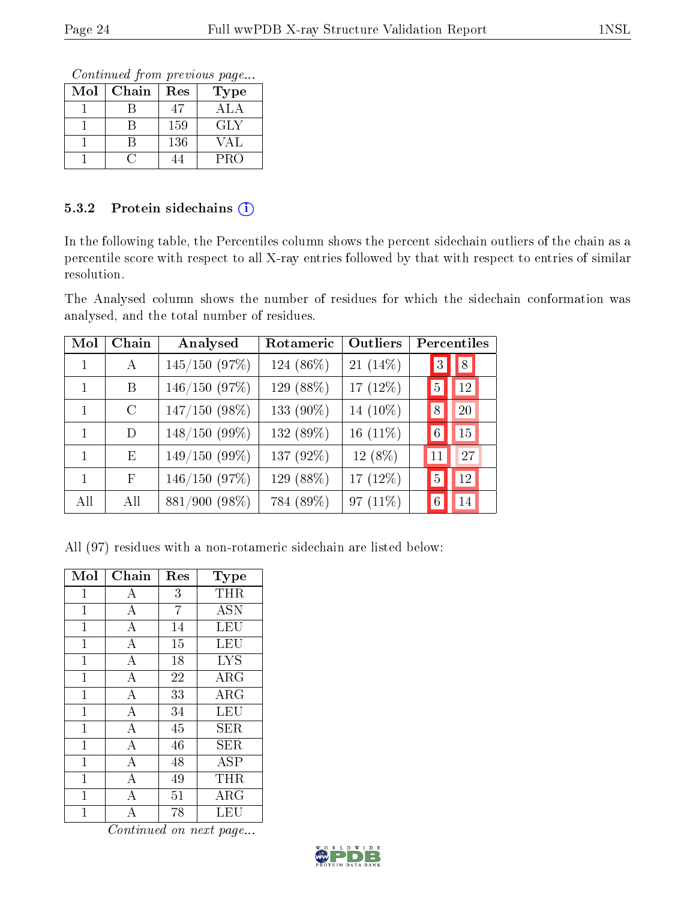*Continued from previous page...*

| Mol | Chain | Res | Type |
|---|---|---|---|
| 1 | B | 47 | ALA |
| 1 | B | 159 | GLY |
| 1 | B | 136 | VAL |
| 1 | C | 44 | PRO |

### 5.3.2 Protein sidechains

In the following table, the Percentiles column shows the percent sidechain outliers of the chain as a percentile score with respect to all X-ray entries followed by that with respect to entries of similar resolution.

The Analysed column shows the number of residues for which the sidechain conformation was analysed, and the total number of residues.

| Mol | Chain | Analysed | Rotameric | Outliers | Percentiles | |
|---|---|---|---|---|---|---|
| 1 | A | 145/150 (97%) | 124 (86%) | 21 (14%) | 3 | 8 |
| 1 | B | 146/150 (97%) | 129 (88%) | 17 (12%) | 5 | 12 |
| 1 | C | 147/150 (98%) | 133 (90%) | 14 (10%) | 8 | 20 |
| 1 | D | 148/150 (99%) | 132 (89%) | 16 (11%) | 6 | 15 |
| 1 | E | 149/150 (99%) | 137 (92%) | 12 (8%) | 11 | 27 |
| 1 | F | 146/150 (97%) | 129 (88%) | 17 (12%) | 5 | 12 |
| All | All | 881/900 (98%) | 784 (89%) | 97 (11%) | 6 | 14 |

All (97) residues with a non-rotameric sidechain are listed below:

| Mol | Chain | Res | Type |
|---|---|---|---|
| 1 | A | 3 | THR |
| 1 | A | 7 | ASN |
| 1 | A | 14 | LEU |
| 1 | A | 15 | LEU |
| 1 | A | 18 | LYS |
| 1 | A | 22 | ARG |
| 1 | A | 33 | ARG |
| 1 | A | 34 | LEU |
| 1 | A | 45 | SER |
| 1 | A | 46 | SER |
| 1 | A | 48 | ASP |
| 1 | A | 49 | THR |
| 1 | A | 51 | ARG |
| 1 | A | 78 | LEU |

*Continued on next page...*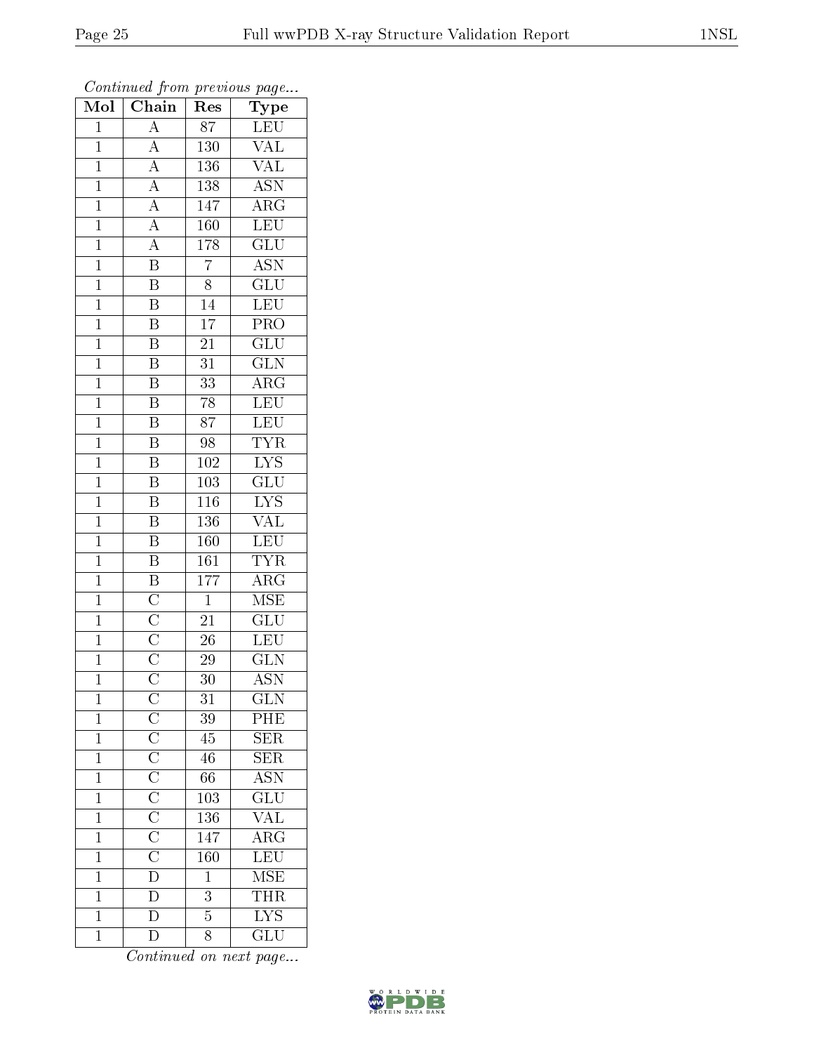*Continued from previous page...*

| Mol | Chain | Res | Type |
|---|---|---|---|
| 1 | A | 87 | LEU |
| 1 | A | 130 | VAL |
| 1 | A | 136 | VAL |
| 1 | A | 138 | ASN |
| 1 | A | 147 | ARG |
| 1 | A | 160 | LEU |
| 1 | A | 178 | GLU |
| 1 | B | 7 | ASN |
| 1 | B | 8 | GLU |
| 1 | B | 14 | LEU |
| 1 | B | 17 | PRO |
| 1 | B | 21 | GLU |
| 1 | B | 31 | GLN |
| 1 | B | 33 | ARG |
| 1 | B | 78 | LEU |
| 1 | B | 87 | LEU |
| 1 | B | 98 | TYR |
| 1 | B | 102 | LYS |
| 1 | B | 103 | GLU |
| 1 | B | 116 | LYS |
| 1 | B | 136 | VAL |
| 1 | B | 160 | LEU |
| 1 | B | 161 | TYR |
| 1 | B | 177 | ARG |
| 1 | C | 1 | MSE |
| 1 | C | 21 | GLU |
| 1 | C | 26 | LEU |
| 1 | C | 29 | GLN |
| 1 | C | 30 | ASN |
| 1 | C | 31 | GLN |
| 1 | C | 39 | PHE |
| 1 | C | 45 | SER |
| 1 | C | 46 | SER |
| 1 | C | 66 | ASN |
| 1 | C | 103 | GLU |
| 1 | C | 136 | VAL |
| 1 | C | 147 | ARG |
| 1 | C | 160 | LEU |
| 1 | D | 1 | MSE |
| 1 | D | 3 | THR |
| 1 | D | 5 | LYS |
| 1 | D | 8 | GLU |

*Continued on next page...*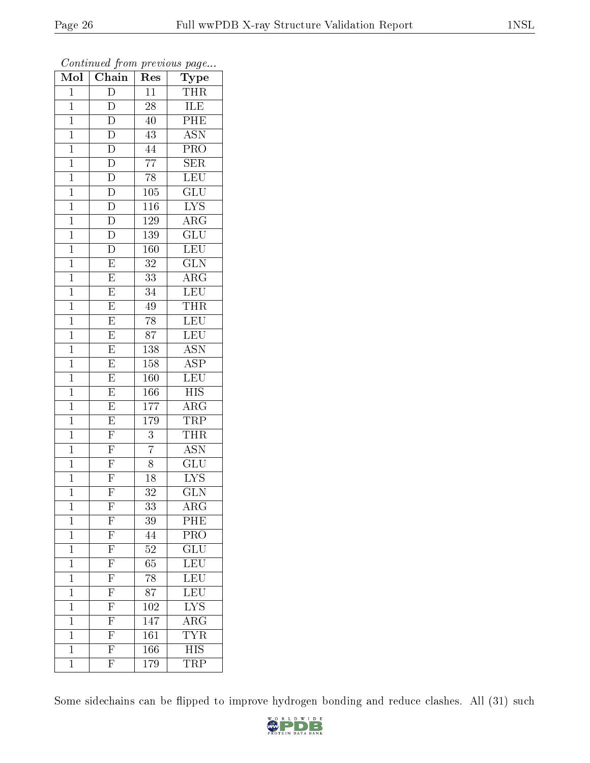*Continued from previous page...*

| Mol | Chain | Res | Type |
|---|---|---|---|
| 1 | D | 11 | THR |
| 1 | D | 28 | ILE |
| 1 | D | 40 | PHE |
| 1 | D | 43 | ASN |
| 1 | D | 44 | PRO |
| 1 | D | 77 | SER |
| 1 | D | 78 | LEU |
| 1 | D | 105 | GLU |
| 1 | D | 116 | LYS |
| 1 | D | 129 | ARG |
| 1 | D | 139 | GLU |
| 1 | D | 160 | LEU |
| 1 | E | 32 | GLN |
| 1 | E | 33 | ARG |
| 1 | E | 34 | LEU |
| 1 | E | 49 | THR |
| 1 | E | 78 | LEU |
| 1 | E | 87 | LEU |
| 1 | E | 138 | ASN |
| 1 | E | 158 | ASP |
| 1 | E | 160 | LEU |
| 1 | E | 166 | HIS |
| 1 | E | 177 | ARG |
| 1 | E | 179 | TRP |
| 1 | F | 3 | THR |
| 1 | F | 7 | ASN |
| 1 | F | 8 | GLU |
| 1 | F | 18 | LYS |
| 1 | F | 32 | GLN |
| 1 | F | 33 | ARG |
| 1 | F | 39 | PHE |
| 1 | F | 44 | PRO |
| 1 | F | 52 | GLU |
| 1 | F | 65 | LEU |
| 1 | F | 78 | LEU |
| 1 | F | 87 | LEU |
| 1 | F | 102 | LYS |
| 1 | F | 147 | ARG |
| 1 | F | 161 | TYR |
| 1 | F | 166 | HIS |
| 1 | F | 179 | TRP |

Some sidechains can be flipped to improve hydrogen bonding and reduce clashes. All (31) such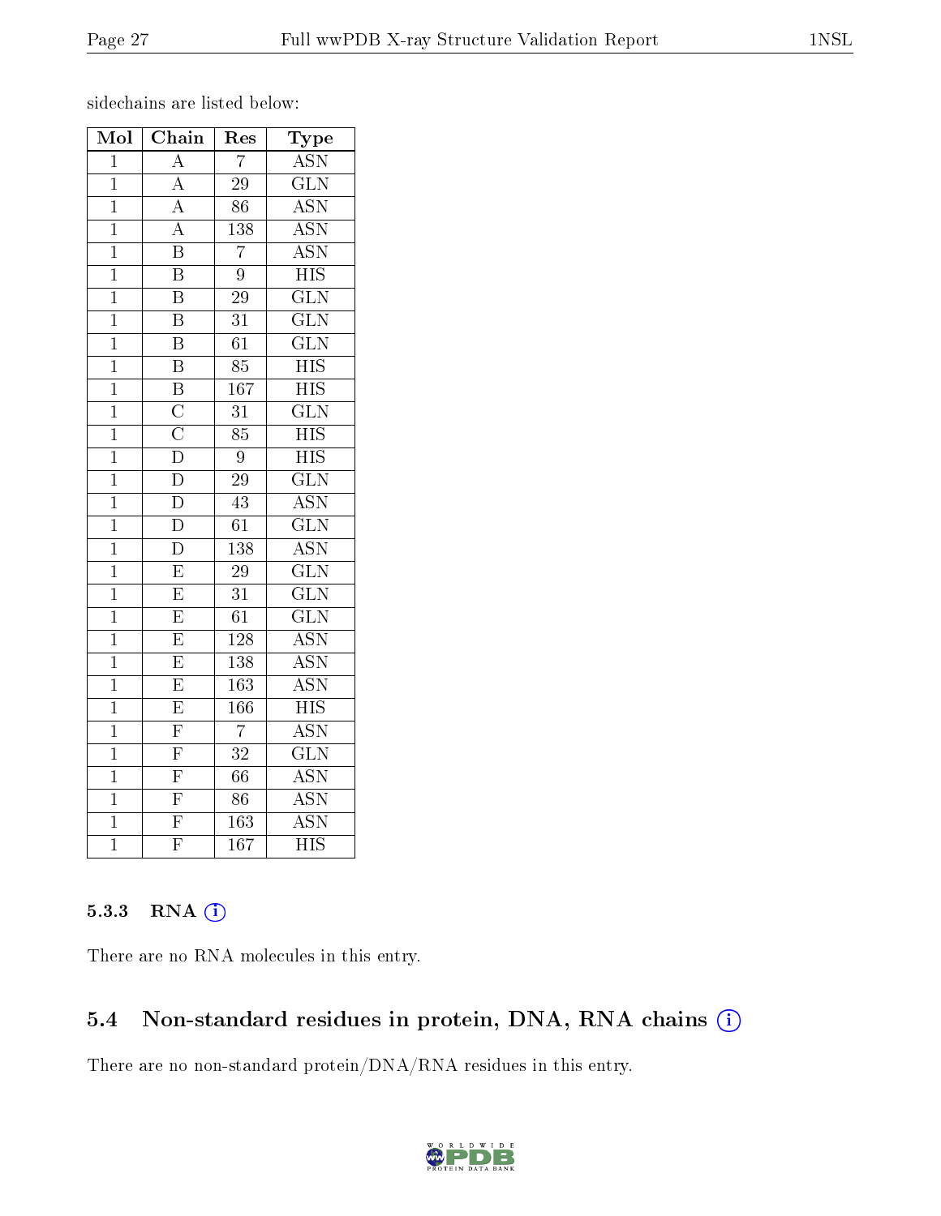sidechains are listed below:

| Mol | Chain | Res | Type |
|---|---|---|---|
| 1 | A | 7 | ASN |
| 1 | A | 29 | GLN |
| 1 | A | 86 | ASN |
| 1 | A | 138 | ASN |
| 1 | B | 7 | ASN |
| 1 | B | 9 | HIS |
| 1 | B | 29 | GLN |
| 1 | B | 31 | GLN |
| 1 | B | 61 | GLN |
| 1 | B | 85 | HIS |
| 1 | B | 167 | HIS |
| 1 | C | 31 | GLN |
| 1 | C | 85 | HIS |
| 1 | D | 9 | HIS |
| 1 | D | 29 | GLN |
| 1 | D | 43 | ASN |
| 1 | D | 61 | GLN |
| 1 | D | 138 | ASN |
| 1 | E | 29 | GLN |
| 1 | E | 31 | GLN |
| 1 | E | 61 | GLN |
| 1 | E | 128 | ASN |
| 1 | E | 138 | ASN |
| 1 | E | 163 | ASN |
| 1 | E | 166 | HIS |
| 1 | F | 7 | ASN |
| 1 | F | 32 | GLN |
| 1 | F | 66 | ASN |
| 1 | F | 86 | ASN |
| 1 | F | 163 | ASN |
| 1 | F | 167 | HIS |

### 5.3.3 RNA

There are no RNA molecules in this entry.

## 5.4 Non-standard residues in protein, DNA, RNA chains

There are no non-standard protein/DNA/RNA residues in this entry.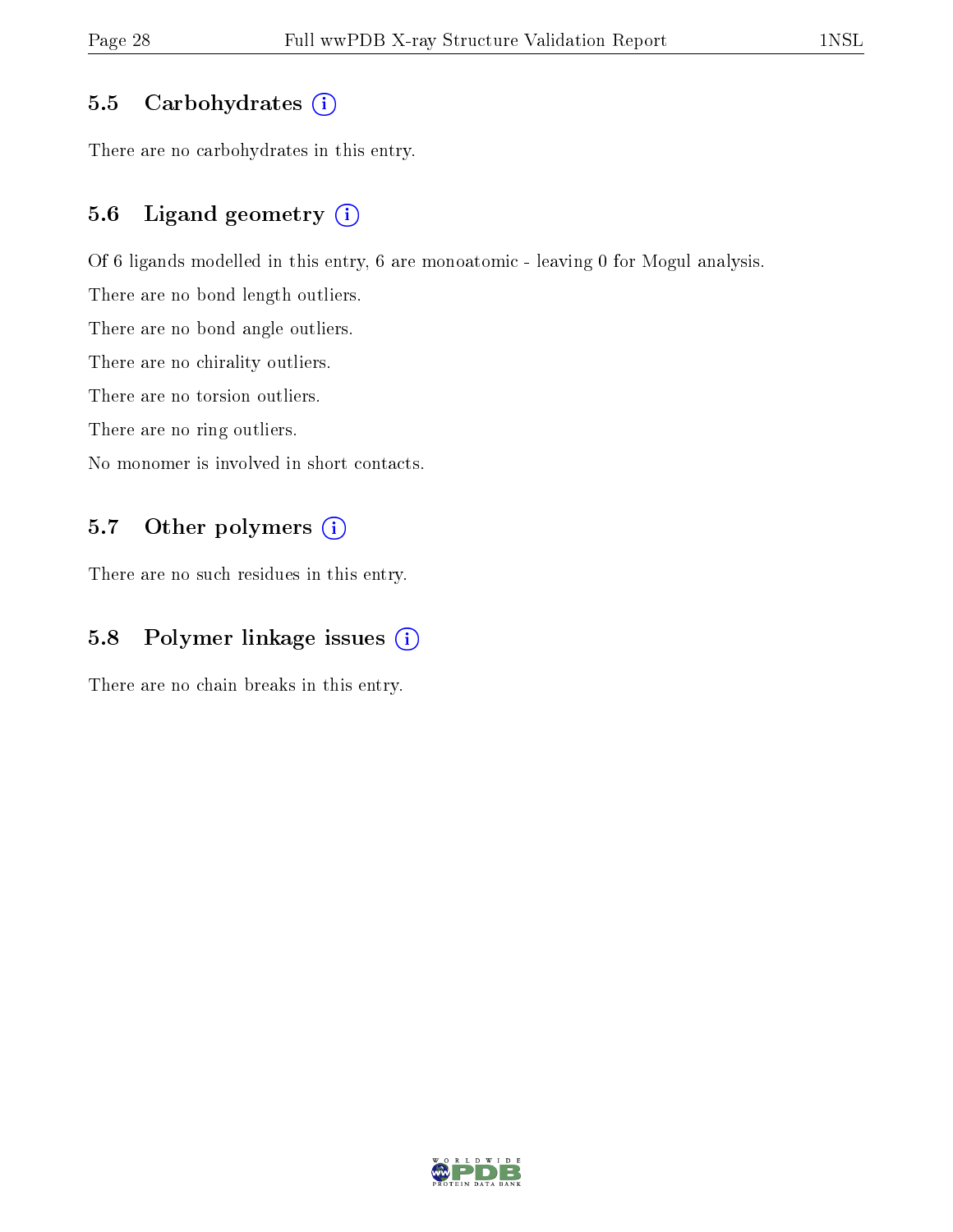### 5.5 Carbohydrates

There are no carbohydrates in this entry.

### 5.6 Ligand geometry

Of 6 ligands modelled in this entry, 6 are monoatomic - leaving 0 for Mogul analysis.

There are no bond length outliers.

There are no bond angle outliers.

There are no chirality outliers.

There are no torsion outliers.

There are no ring outliers.

No monomer is involved in short contacts.

### 5.7 Other polymers

There are no such residues in this entry.

### 5.8 Polymer linkage issues

There are no chain breaks in this entry.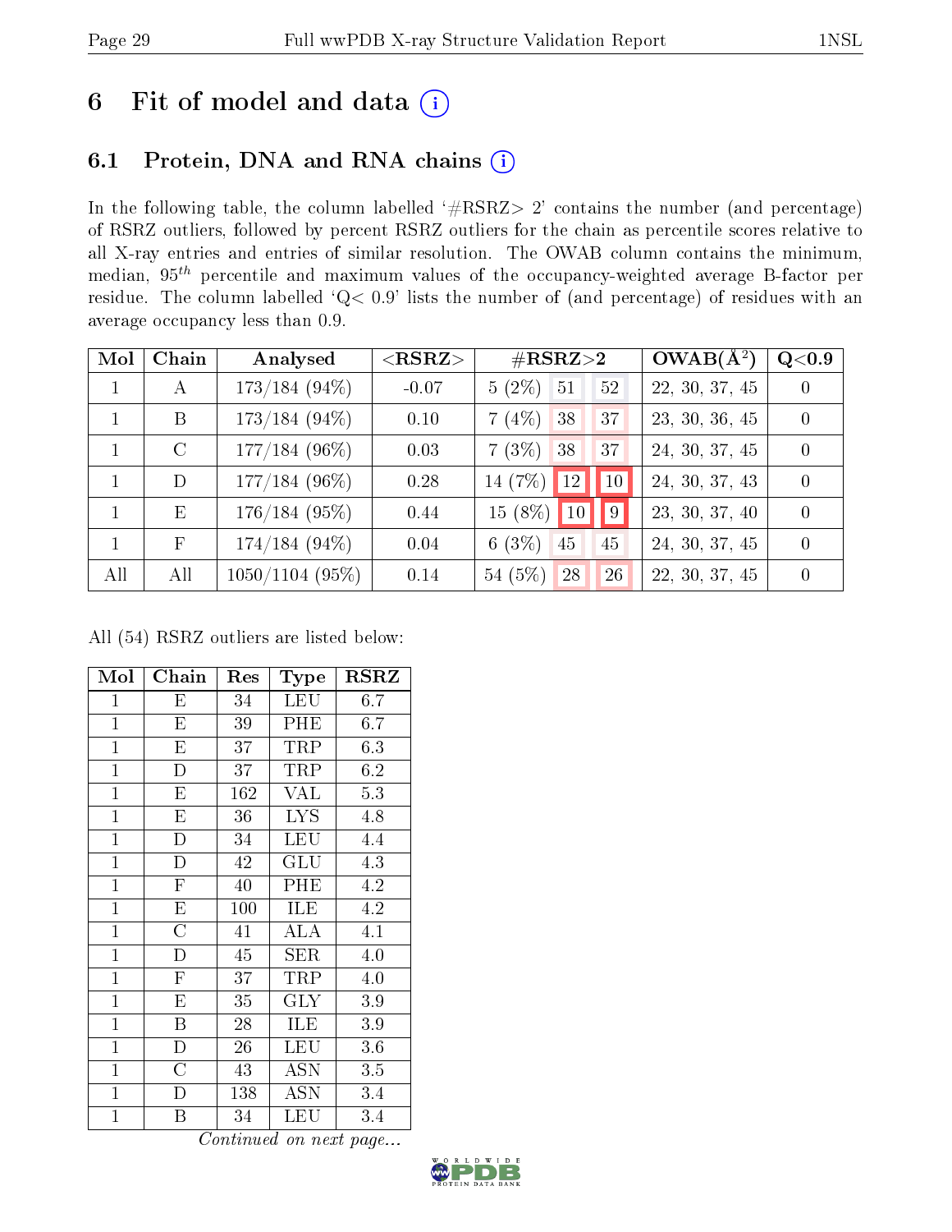# 6 Fit of model and data

## 6.1 Protein, DNA and RNA chains

In the following table, the column labelled '#RSRZ> 2' contains the number (and percentage) of RSRZ outliers, followed by percent RSRZ outliers for the chain as percentile scores relative to all X-ray entries and entries of similar resolution. The OWAB column contains the minimum, median, $95^{th}$ percentile and maximum values of the occupancy-weighted average B-factor per residue. The column labelled 'Q< 0.9' lists the number of (and percentage) of residues with an average occupancy less than 0.9.

| Mol | Chain | Analysed | <RSRZ> | #RSRZ>2 | | | OWAB(Å$^2$) | Q<0.9 |
|---|---|---|---|---|---|---|---|---|
| 1 | A | 173/184 (94%) | -0.07 | 5 (2%) | 51 | 52 | 22, 30, 37, 45 | 0 |
| 1 | B | 173/184 (94%) | 0.10 | 7 (4%) | 38 | 37 | 23, 30, 36, 45 | 0 |
| 1 | C | 177/184 (96%) | 0.03 | 7 (3%) | 38 | 37 | 24, 30, 37, 45 | 0 |
| 1 | D | 177/184 (96%) | 0.28 | 14 (7%) | 12 | 10 | 24, 30, 37, 43 | 0 |
| 1 | E | 176/184 (95%) | 0.44 | 15 (8%) | 10 | 9 | 23, 30, 37, 40 | 0 |
| 1 | F | 174/184 (94%) | 0.04 | 6 (3%) | 45 | 45 | 24, 30, 37, 45 | 0 |
| All | All | 1050/1104 (95%) | 0.14 | 54 (5%) | 28 | 26 | 22, 30, 37, 45 | 0 |

All (54) RSRZ outliers are listed below:

| Mol | Chain | Res | Type | RSRZ |
|---|---|---|---|---|
| 1 | E | 34 | LEU | 6.7 |
| 1 | E | 39 | PHE | 6.7 |
| 1 | E | 37 | TRP | 6.3 |
| 1 | D | 37 | TRP | 6.2 |
| 1 | E | 162 | VAL | 5.3 |
| 1 | E | 36 | LYS | 4.8 |
| 1 | D | 34 | LEU | 4.4 |
| 1 | D | 42 | GLU | 4.3 |
| 1 | F | 40 | PHE | 4.2 |
| 1 | E | 100 | ILE | 4.2 |
| 1 | C | 41 | ALA | 4.1 |
| 1 | D | 45 | SER | 4.0 |
| 1 | F | 37 | TRP | 4.0 |
| 1 | E | 35 | GLY | 3.9 |
| 1 | B | 28 | ILE | 3.9 |
| 1 | D | 26 | LEU | 3.6 |
| 1 | C | 43 | ASN | 3.5 |
| 1 | D | 138 | ASN | 3.4 |
| 1 | B | 34 | LEU | 3.4 |

*Continued on next page...*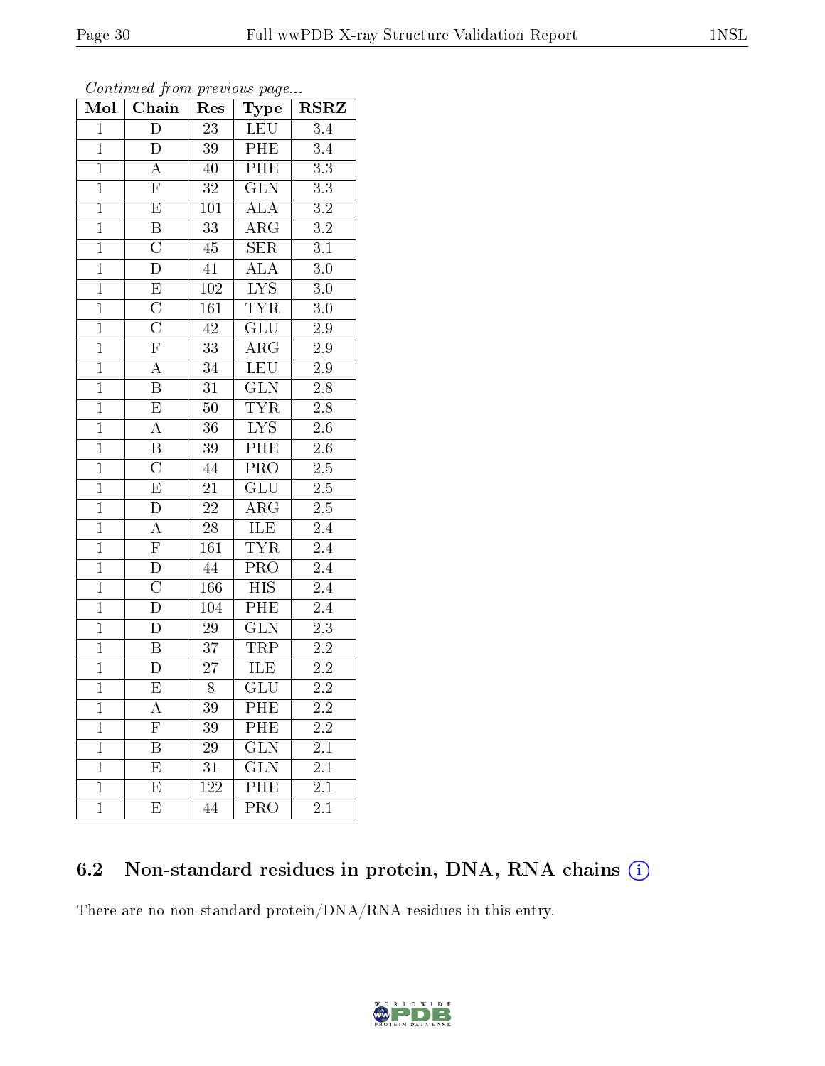*Continued from previous page...*

| Mol | Chain | Res | Type | RSRZ |
|---|---|---|---|---|
| 1 | D | 23 | LEU | 3.4 |
| 1 | D | 39 | PHE | 3.4 |
| 1 | A | 40 | PHE | 3.3 |
| 1 | F | 32 | GLN | 3.3 |
| 1 | E | 101 | ALA | 3.2 |
| 1 | B | 33 | ARG | 3.2 |
| 1 | C | 45 | SER | 3.1 |
| 1 | D | 41 | ALA | 3.0 |
| 1 | E | 102 | LYS | 3.0 |
| 1 | C | 161 | TYR | 3.0 |
| 1 | C | 42 | GLU | 2.9 |
| 1 | F | 33 | ARG | 2.9 |
| 1 | A | 34 | LEU | 2.9 |
| 1 | B | 31 | GLN | 2.8 |
| 1 | E | 50 | TYR | 2.8 |
| 1 | A | 36 | LYS | 2.6 |
| 1 | B | 39 | PHE | 2.6 |
| 1 | C | 44 | PRO | 2.5 |
| 1 | E | 21 | GLU | 2.5 |
| 1 | D | 22 | ARG | 2.5 |
| 1 | A | 28 | ILE | 2.4 |
| 1 | F | 161 | TYR | 2.4 |
| 1 | D | 44 | PRO | 2.4 |
| 1 | C | 166 | HIS | 2.4 |
| 1 | D | 104 | PHE | 2.4 |
| 1 | D | 29 | GLN | 2.3 |
| 1 | B | 37 | TRP | 2.2 |
| 1 | D | 27 | ILE | 2.2 |
| 1 | E | 8 | GLU | 2.2 |
| 1 | A | 39 | PHE | 2.2 |
| 1 | F | 39 | PHE | 2.2 |
| 1 | B | 29 | GLN | 2.1 |
| 1 | E | 31 | GLN | 2.1 |
| 1 | E | 122 | PHE | 2.1 |
| 1 | E | 44 | PRO | 2.1 |

### 6.2 Non-standard residues in protein, DNA, RNA chains (i)

There are no non-standard protein/DNA/RNA residues in this entry.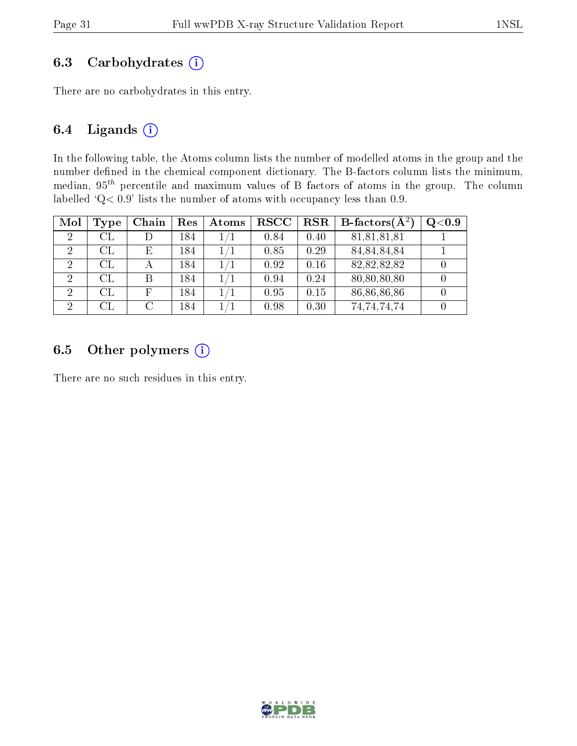## 6.3 Carbohydrates (i)

There are no carbohydrates in this entry.

## 6.4 Ligands (i)

In the following table, the Atoms column lists the number of modelled atoms in the group and the number defined in the chemical component dictionary. The B-factors column lists the minimum, median, $95^{th}$ percentile and maximum values of B factors of atoms in the group. The column labelled 'Q< 0.9' lists the number of atoms with occupancy less than 0.9.

| Mol | Type | Chain | Res | Atoms | RSCC | RSR | B-factors($Å^2$) | Q<0.9 |
|---|---|---|---|---|---|---|---|---|
| 2 | CL | D | 184 | 1/1 | 0.84 | 0.40 | 81,81,81,81 | 1 |
| 2 | CL | E | 184 | 1/1 | 0.85 | 0.29 | 84,84,84,84 | 1 |
| 2 | CL | A | 184 | 1/1 | 0.92 | 0.16 | 82,82,82,82 | 0 |
| 2 | CL | B | 184 | 1/1 | 0.94 | 0.24 | 80,80,80,80 | 0 |
| 2 | CL | F | 184 | 1/1 | 0.95 | 0.15 | 86,86,86,86 | 0 |
| 2 | CL | C | 184 | 1/1 | 0.98 | 0.30 | 74,74,74,74 | 0 |

## 6.5 Other polymers (i)

There are no such residues in this entry.